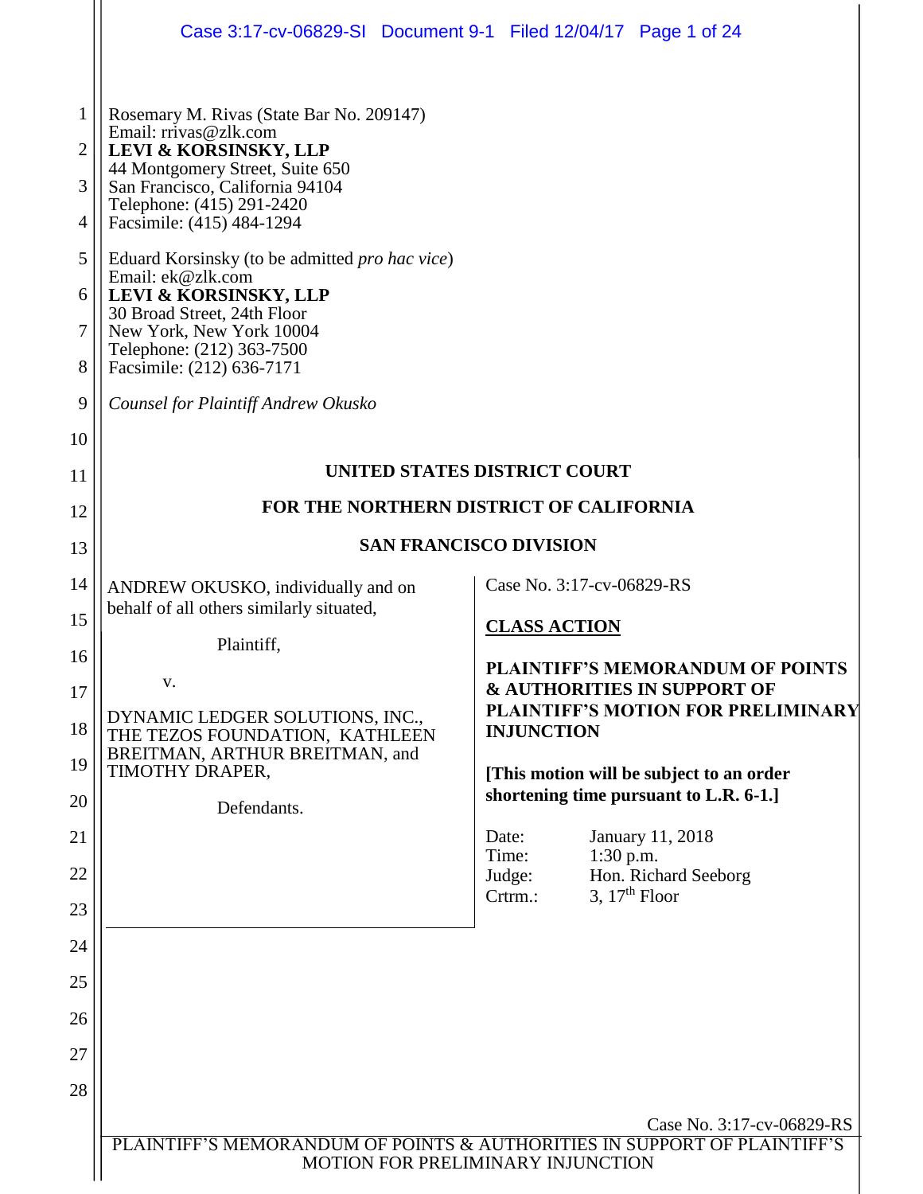Rosemary M. Rivas (State Bar No. 209147)
Email: rrivas@zlk.com
**LEVI & KORSINSKY, LLP**
44 Montgomery Street, Suite 650
San Francisco, California 94104
Telephone: (415) 291-2420
Facsimile: (415) 484-1294

Eduard Korsinsky (to be admitted *pro hac vice*)
Email: ek@zlk.com
**LEVI & KORSINSKY, LLP**
30 Broad Street, 24th Floor
New York, New York 10004
Telephone: (212) 363-7500
Facsimile: (212) 636-7171

*Counsel for Plaintiff Andrew Okusko*

**UNITED STATES DISTRICT COURT**

**FOR THE NORTHERN DISTRICT OF CALIFORNIA**

**SAN FRANCISCO DIVISION**

ANDREW OKUSKO, individually and on behalf of all others similarly situated,

Plaintiff,

v.

DYNAMIC LEDGER SOLUTIONS, INC., THE TEZOS FOUNDATION, KATHLEEN BREITMAN, ARTHUR BREITMAN, and TIMOTHY DRAPER,

Defendants.

Case No. 3:17-cv-06829-RS

**CLASS ACTION**

**PLAINTIFF'S MEMORANDUM OF POINTS & AUTHORITIES IN SUPPORT OF PLAINTIFF'S MOTION FOR PRELIMINARY INJUNCTION**

**[This motion will be subject to an order shortening time pursuant to L.R. 6-1.]**

Date: January 11, 2018
Time: 1:30 p.m.
Judge: Hon. Richard Seeborg
Crtrm.: 3, 17th Floor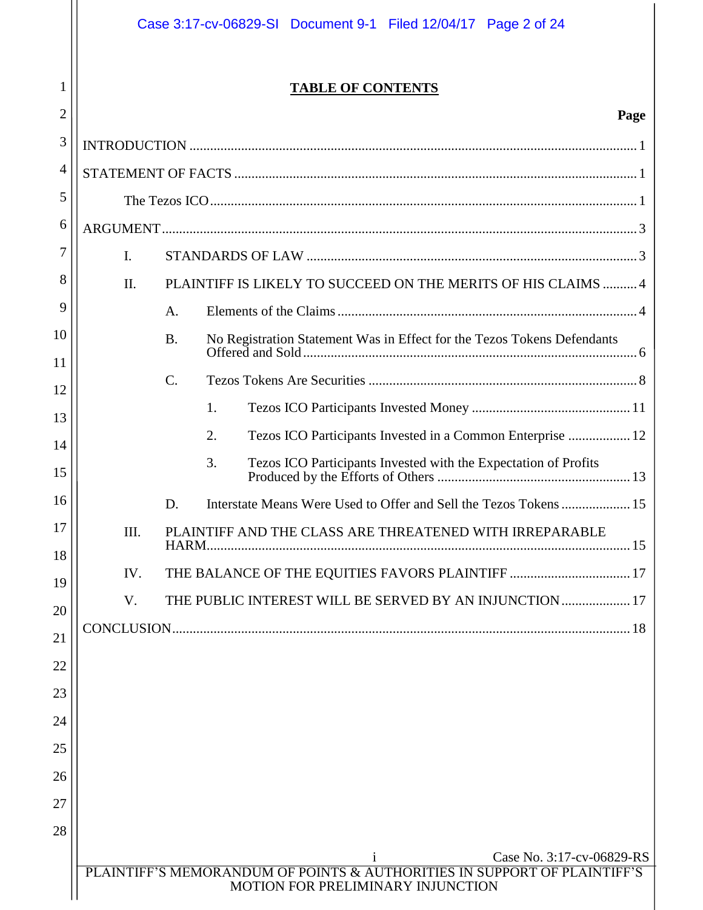# TABLE OF CONTENTS

| | Page |
|---|---|
| INTRODUCTION | 1 |
| STATEMENT OF FACTS | 1 |
| The Tezos ICO | 1 |
| ARGUMENT | 3 |
| I. STANDARDS OF LAW | 3 |
| II. PLAINTIFF IS LIKELY TO SUCCEED ON THE MERITS OF HIS CLAIMS | 4 |
| A. Elements of the Claims | 4 |
| B. No Registration Statement Was in Effect for the Tezos Tokens Defendants Offered and Sold | 6 |
| C. Tezos Tokens Are Securities | 8 |
| 1. Tezos ICO Participants Invested Money | 11 |
| 2. Tezos ICO Participants Invested in a Common Enterprise | 12 |
| 3. Tezos ICO Participants Invested with the Expectation of Profits Produced by the Efforts of Others | 13 |
| D. Interstate Means Were Used to Offer and Sell the Tezos Tokens | 15 |
| III. PLAINTIFF AND THE CLASS ARE THREATENED WITH IRREPARABLE HARM | 15 |
| IV. THE BALANCE OF THE EQUITIES FAVORS PLAINTIFF | 17 |
| V. THE PUBLIC INTEREST WILL BE SERVED BY AN INJUNCTION | 17 |
| CONCLUSION | 18 |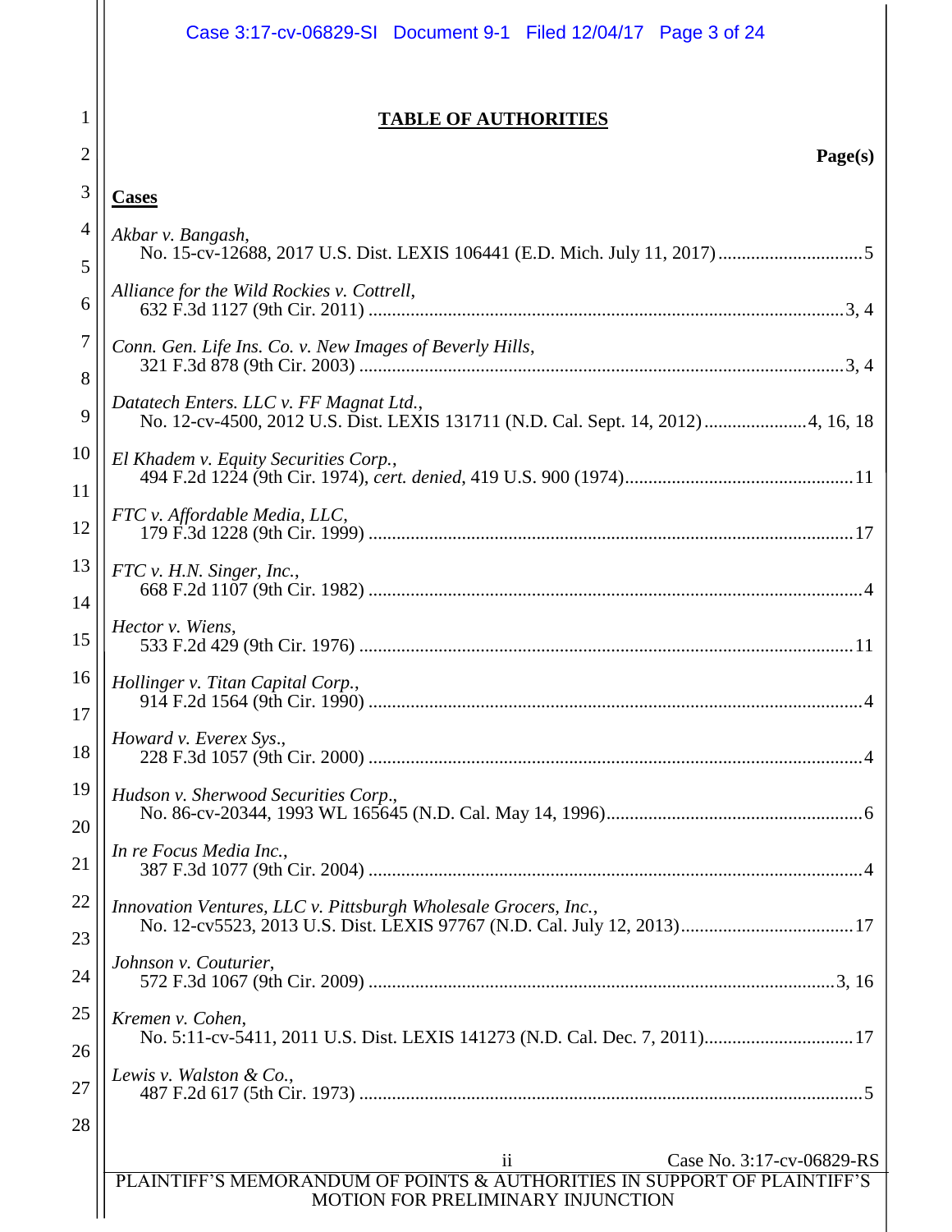# TABLE OF AUTHORITIES

**Page(s)**

**Cases**

*Akbar v. Bangash*,
No. 15-cv-12688, 2017 U.S. Dist. LEXIS 106441 (E.D. Mich. July 11, 2017) ....... 5

*Alliance for the Wild Rockies v. Cottrell*,
632 F.3d 1127 (9th Cir. 2011) ....... 3, 4

*Conn. Gen. Life Ins. Co. v. New Images of Beverly Hills*,
321 F.3d 878 (9th Cir. 2003) ....... 3, 4

*Datatech Enters. LLC v. FF Magnat Ltd.*,
No. 12-cv-4500, 2012 U.S. Dist. LEXIS 131711 (N.D. Cal. Sept. 14, 2012) ....... 4, 16, 18

*El Khadem v. Equity Securities Corp.*,
494 F.2d 1224 (9th Cir. 1974), *cert. denied*, 419 U.S. 900 (1974) ....... 11

*FTC v. Affordable Media, LLC*,
179 F.3d 1228 (9th Cir. 1999) ....... 17

*FTC v. H.N. Singer, Inc.*,
668 F.2d 1107 (9th Cir. 1982) ....... 4

*Hector v. Wiens*,
533 F.2d 429 (9th Cir. 1976) ....... 11

*Hollinger v. Titan Capital Corp.*,
914 F.2d 1564 (9th Cir. 1990) ....... 4

*Howard v. Everex Sys.*,
228 F.3d 1057 (9th Cir. 2000) ....... 4

*Hudson v. Sherwood Securities Corp*.,
No. 86-cv-20344, 1993 WL 165645 (N.D. Cal. May 14, 1996) ....... 6

*In re Focus Media Inc.*,
387 F.3d 1077 (9th Cir. 2004) ....... 4

*Innovation Ventures, LLC v. Pittsburgh Wholesale Grocers, Inc.*,
No. 12-cv5523, 2013 U.S. Dist. LEXIS 97767 (N.D. Cal. July 12, 2013) ....... 17

*Johnson v. Couturier*,
572 F.3d 1067 (9th Cir. 2009) ....... 3, 16

*Kremen v. Cohen*,
No. 5:11-cv-5411, 2011 U.S. Dist. LEXIS 141273 (N.D. Cal. Dec. 7, 2011) ....... 17

*Lewis v. Walston & Co.*,
487 F.2d 617 (5th Cir. 1973) ....... 5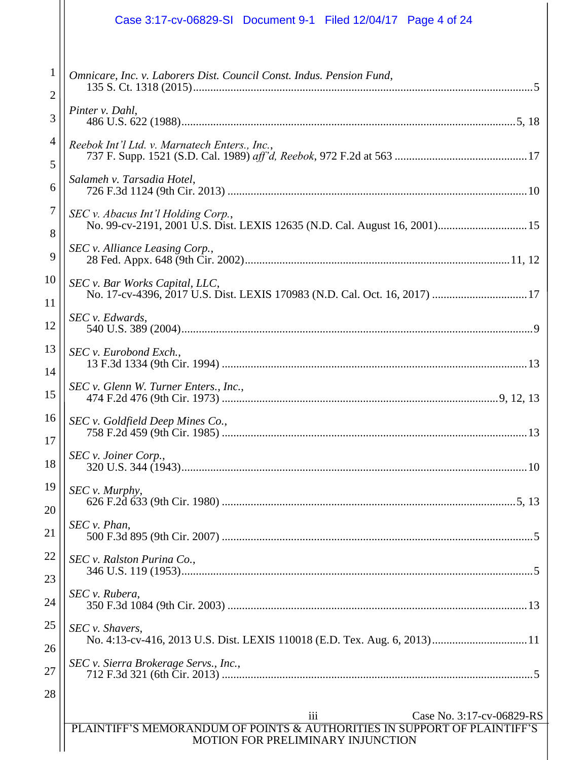*Omnicare, Inc. v. Laborers Dist. Council Const. Indus. Pension Fund*,
135 S. Ct. 1318 (2015) ... 5

*Pinter v. Dahl*,
486 U.S. 622 (1988) ... 5, 18

*Reebok Int'l Ltd. v. Marnatech Enters., Inc.*,
737 F. Supp. 1521 (S.D. Cal. 1989) *aff'd, Reebok*, 972 F.2d at 563 ... 17

*Salameh v. Tarsadia Hotel*,
726 F.3d 1124 (9th Cir. 2013) ... 10

*SEC v. Abacus Int'l Holding Corp.*,
No. 99-cv-2191, 2001 U.S. Dist. LEXIS 12635 (N.D. Cal. August 16, 2001) ... 15

*SEC v. Alliance Leasing Corp.*,
28 Fed. Appx. 648 (9th Cir. 2002) ... 11, 12

*SEC v. Bar Works Capital, LLC*,
No. 17-cv-4396, 2017 U.S. Dist. LEXIS 170983 (N.D. Cal. Oct. 16, 2017) ... 17

*SEC v. Edwards*,
540 U.S. 389 (2004) ... 9

*SEC v. Eurobond Exch.*,
13 F.3d 1334 (9th Cir. 1994) ... 13

*SEC v. Glenn W. Turner Enters., Inc.*,
474 F.2d 476 (9th Cir. 1973) ... 9, 12, 13

*SEC v. Goldfield Deep Mines Co.*,
758 F.2d 459 (9th Cir. 1985) ... 13

*SEC v. Joiner Corp.*,
320 U.S. 344 (1943) ... 10

*SEC v. Murphy*,
626 F.2d 633 (9th Cir. 1980) ... 5, 13

*SEC v. Phan*,
500 F.3d 895 (9th Cir. 2007) ... 5

*SEC v. Ralston Purina Co.*,
346 U.S. 119 (1953) ... 5

*SEC v. Rubera*,
350 F.3d 1084 (9th Cir. 2003) ... 13

*SEC v. Shavers*,
No. 4:13-cv-416, 2013 U.S. Dist. LEXIS 110018 (E.D. Tex. Aug. 6, 2013) ... 11

*SEC v. Sierra Brokerage Servs., Inc.*,
712 F.3d 321 (6th Cir. 2013) ... 5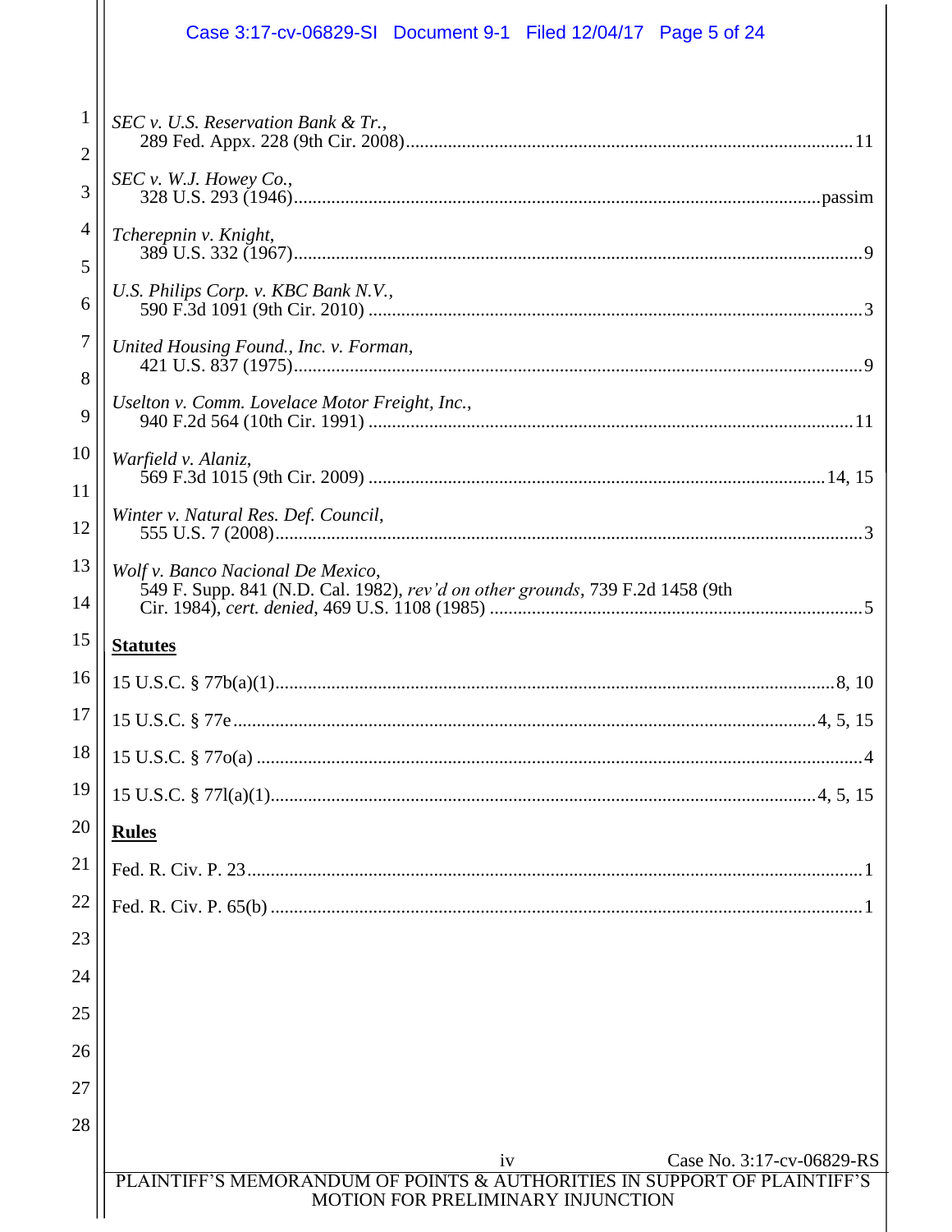*SEC v. U.S. Reservation Bank & Tr.*,
289 Fed. Appx. 228 (9th Cir. 2008)....................................................................................11

*SEC v. W.J. Howey Co.*,
328 U.S. 293 (1946)....................................................................................................passim

*Tcherepnin v. Knight*,
389 U.S. 332 (1967)..............................................................................................................9

*U.S. Philips Corp. v. KBC Bank N.V.*,
590 F.3d 1091 (9th Cir. 2010) ...............................................................................................3

*United Housing Found., Inc. v. Forman*,
421 U.S. 837 (1975)..............................................................................................................9

*Uselton v. Comm. Lovelace Motor Freight, Inc.*,
940 F.2d 564 (10th Cir. 1991) .............................................................................................11

*Warfield v. Alaniz*,
569 F.3d 1015 (9th Cir. 2009) .......................................................................................14, 15

*Winter v. Natural Res. Def. Council*,
555 U.S. 7 (2008)...................................................................................................................3

*Wolf v. Banco Nacional De Mexico*,
549 F. Supp. 841 (N.D. Cal. 1982), *rev'd on other grounds*, 739 F.2d 1458 (9th Cir. 1984), *cert. denied*, 469 U.S. 1108 (1985) ......................................................................5

**Statutes**

15 U.S.C. § 77b(a)(1)........................................................................................................8, 10

15 U.S.C. § 77e..............................................................................................................4, 5, 15

15 U.S.C. § 77o(a) ...................................................................................................................4

15 U.S.C. § 77l(a)(1)......................................................................................................4, 5, 15

**Rules**

Fed. R. Civ. P. 23.....................................................................................................................1

Fed. R. Civ. P. 65(b) ................................................................................................................1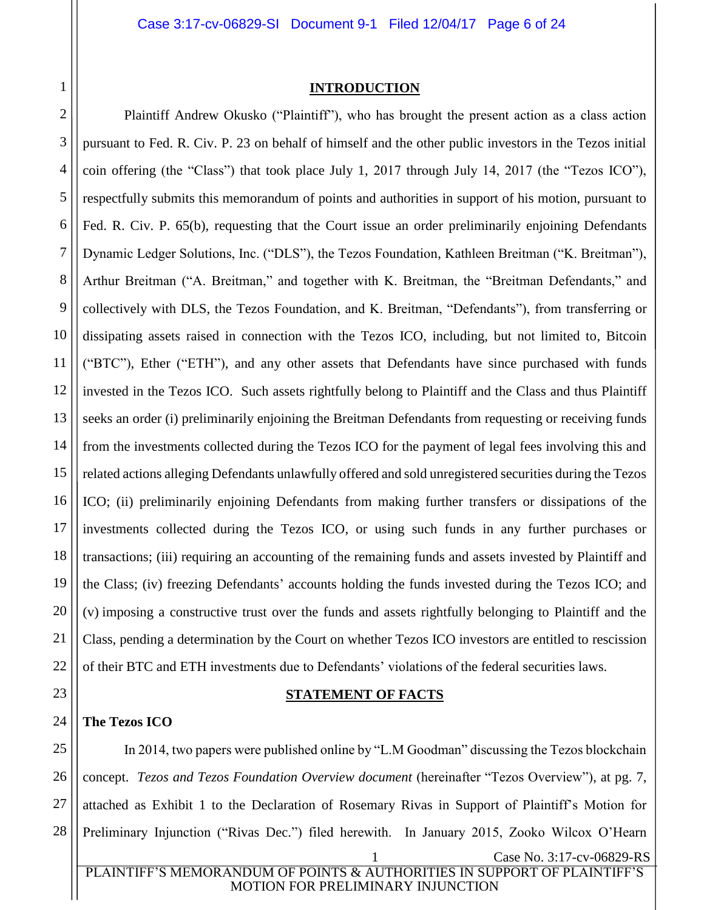# INTRODUCTION

Plaintiff Andrew Okusko ("Plaintiff"), who has brought the present action as a class action pursuant to Fed. R. Civ. P. 23 on behalf of himself and the other public investors in the Tezos initial coin offering (the "Class") that took place July 1, 2017 through July 14, 2017 (the "Tezos ICO"), respectfully submits this memorandum of points and authorities in support of his motion, pursuant to Fed. R. Civ. P. 65(b), requesting that the Court issue an order preliminarily enjoining Defendants Dynamic Ledger Solutions, Inc. ("DLS"), the Tezos Foundation, Kathleen Breitman ("K. Breitman"), Arthur Breitman ("A. Breitman," and together with K. Breitman, the "Breitman Defendants," and collectively with DLS, the Tezos Foundation, and K. Breitman, "Defendants"), from transferring or dissipating assets raised in connection with the Tezos ICO, including, but not limited to, Bitcoin ("BTC"), Ether ("ETH"), and any other assets that Defendants have since purchased with funds invested in the Tezos ICO. Such assets rightfully belong to Plaintiff and the Class and thus Plaintiff seeks an order (i) preliminarily enjoining the Breitman Defendants from requesting or receiving funds from the investments collected during the Tezos ICO for the payment of legal fees involving this and related actions alleging Defendants unlawfully offered and sold unregistered securities during the Tezos ICO; (ii) preliminarily enjoining Defendants from making further transfers or dissipations of the investments collected during the Tezos ICO, or using such funds in any further purchases or transactions; (iii) requiring an accounting of the remaining funds and assets invested by Plaintiff and the Class; (iv) freezing Defendants' accounts holding the funds invested during the Tezos ICO; and (v) imposing a constructive trust over the funds and assets rightfully belonging to Plaintiff and the Class, pending a determination by the Court on whether Tezos ICO investors are entitled to rescission of their BTC and ETH investments due to Defendants' violations of the federal securities laws.

# STATEMENT OF FACTS

**The Tezos ICO**

In 2014, two papers were published online by "L.M Goodman" discussing the Tezos blockchain concept. *Tezos and Tezos Foundation Overview document* (hereinafter "Tezos Overview"), at pg. 7, attached as Exhibit 1 to the Declaration of Rosemary Rivas in Support of Plaintiff's Motion for Preliminary Injunction ("Rivas Dec.") filed herewith. In January 2015, Zooko Wilcox O'Hearn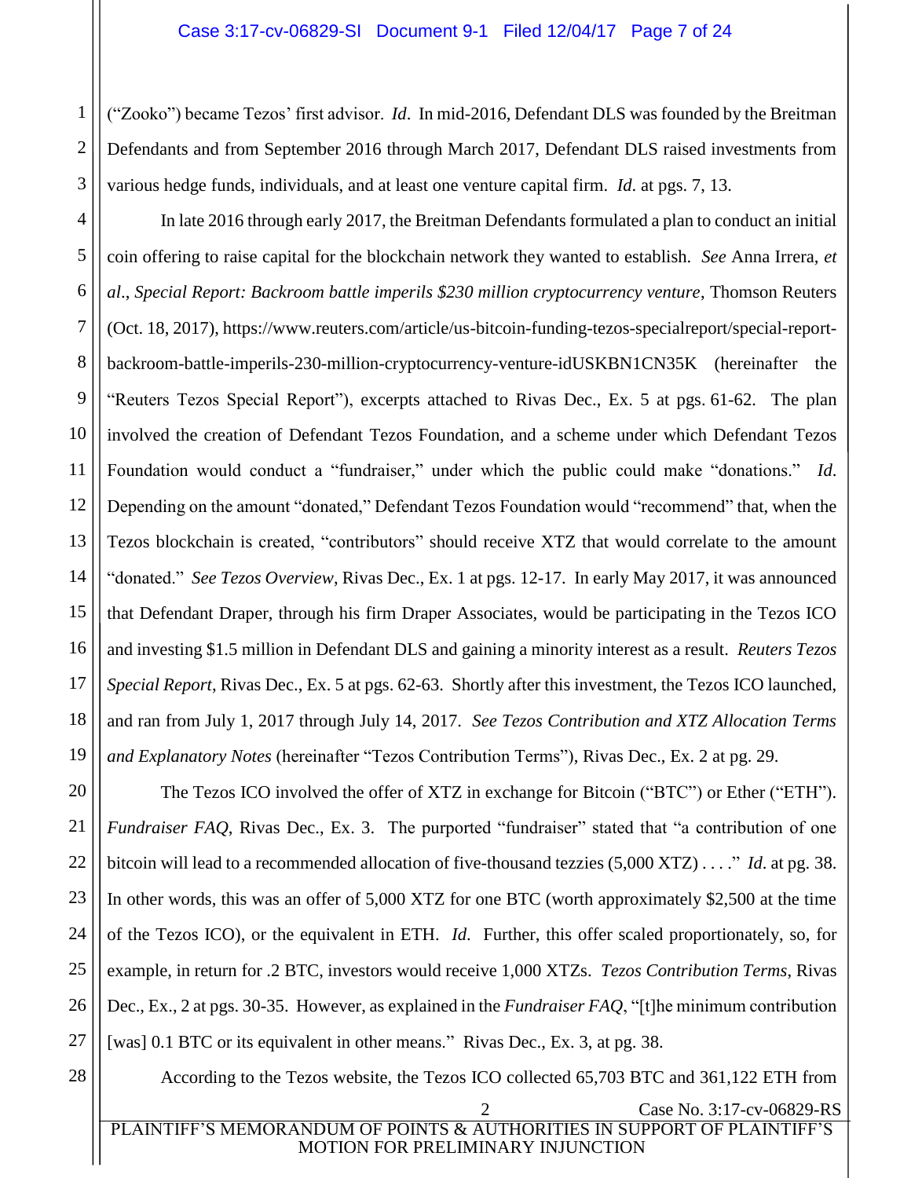("Zooko") became Tezos' first advisor. *Id*. In mid-2016, Defendant DLS was founded by the Breitman Defendants and from September 2016 through March 2017, Defendant DLS raised investments from various hedge funds, individuals, and at least one venture capital firm. *Id*. at pgs. 7, 13.

In late 2016 through early 2017, the Breitman Defendants formulated a plan to conduct an initial coin offering to raise capital for the blockchain network they wanted to establish. *See* Anna Irrera, *et al.*, *Special Report: Backroom battle imperils $230 million cryptocurrency venture*, Thomson Reuters (Oct. 18, 2017), https://www.reuters.com/article/us-bitcoin-funding-tezos-specialreport/special-report-backroom-battle-imperils-230-million-cryptocurrency-venture-idUSKBN1CN35K (hereinafter the "Reuters Tezos Special Report"), excerpts attached to Rivas Dec., Ex. 5 at pgs. 61-62. The plan involved the creation of Defendant Tezos Foundation, and a scheme under which Defendant Tezos Foundation would conduct a "fundraiser," under which the public could make "donations." *Id*. Depending on the amount "donated," Defendant Tezos Foundation would "recommend" that, when the Tezos blockchain is created, "contributors" should receive XTZ that would correlate to the amount "donated." *See Tezos Overview*, Rivas Dec., Ex. 1 at pgs. 12-17. In early May 2017, it was announced that Defendant Draper, through his firm Draper Associates, would be participating in the Tezos ICO and investing $1.5 million in Defendant DLS and gaining a minority interest as a result. *Reuters Tezos Special Report*, Rivas Dec., Ex. 5 at pgs. 62-63. Shortly after this investment, the Tezos ICO launched, and ran from July 1, 2017 through July 14, 2017. *See Tezos Contribution and XTZ Allocation Terms and Explanatory Notes* (hereinafter "Tezos Contribution Terms"), Rivas Dec., Ex. 2 at pg. 29.

The Tezos ICO involved the offer of XTZ in exchange for Bitcoin ("BTC") or Ether ("ETH"). *Fundraiser FAQ*, Rivas Dec., Ex. 3. The purported "fundraiser" stated that "a contribution of one bitcoin will lead to a recommended allocation of five-thousand tezzies (5,000 XTZ) . . . ." *Id*. at pg. 38. In other words, this was an offer of 5,000 XTZ for one BTC (worth approximately $2,500 at the time of the Tezos ICO), or the equivalent in ETH. *Id*. Further, this offer scaled proportionately, so, for example, in return for .2 BTC, investors would receive 1,000 XTZs. *Tezos Contribution Terms*, Rivas Dec., Ex., 2 at pgs. 30-35. However, as explained in the *Fundraiser FAQ*, "[t]he minimum contribution [was] 0.1 BTC or its equivalent in other means." Rivas Dec., Ex. 3, at pg. 38.

According to the Tezos website, the Tezos ICO collected 65,703 BTC and 361,122 ETH from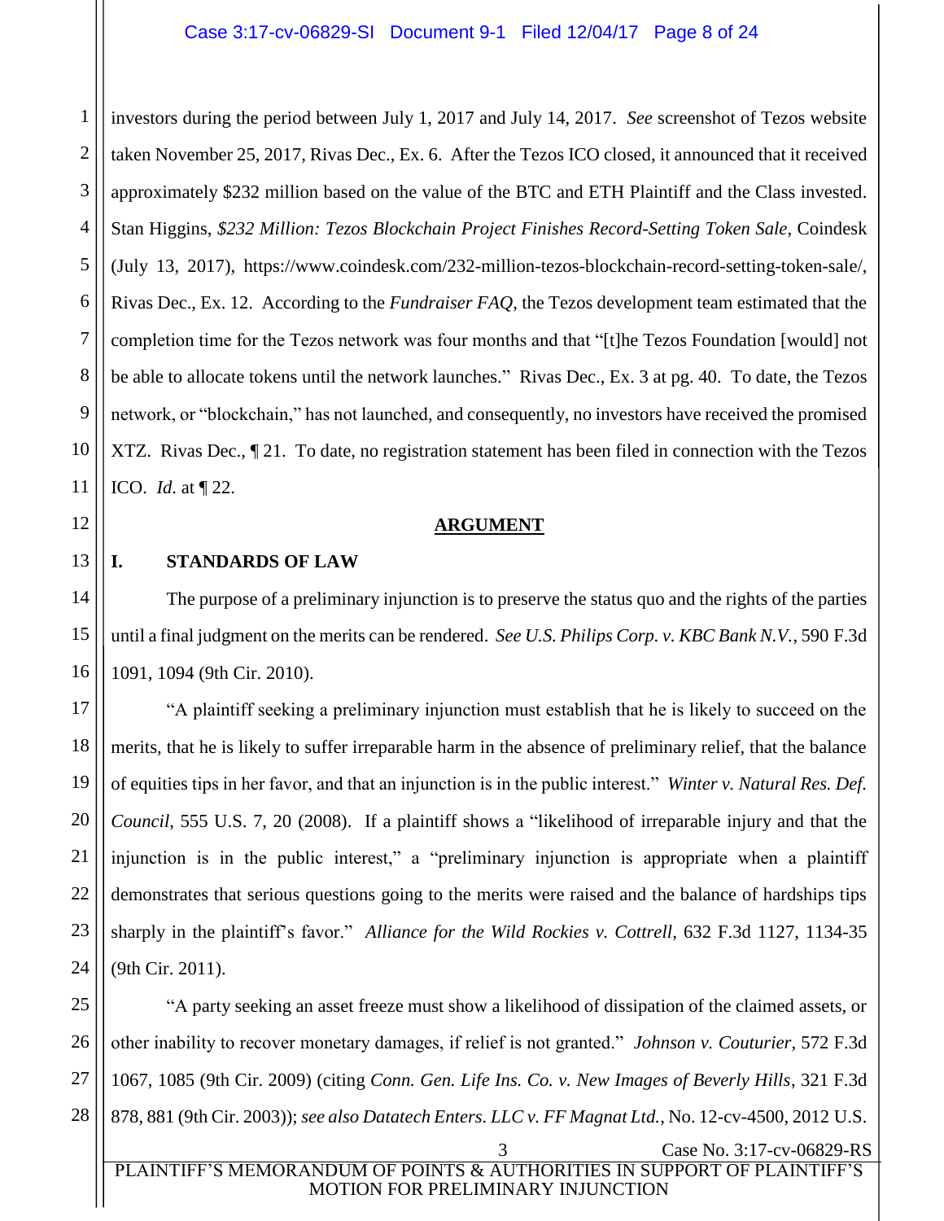investors during the period between July 1, 2017 and July 14, 2017. *See* screenshot of Tezos website taken November 25, 2017, Rivas Dec., Ex. 6. After the Tezos ICO closed, it announced that it received approximately $232 million based on the value of the BTC and ETH Plaintiff and the Class invested. Stan Higgins, *$232 Million: Tezos Blockchain Project Finishes Record-Setting Token Sale*, Coindesk (July 13, 2017), https://www.coindesk.com/232-million-tezos-blockchain-record-setting-token-sale/, Rivas Dec., Ex. 12. According to the *Fundraiser FAQ*, the Tezos development team estimated that the completion time for the Tezos network was four months and that "[t]he Tezos Foundation [would] not be able to allocate tokens until the network launches." Rivas Dec., Ex. 3 at pg. 40. To date, the Tezos network, or "blockchain," has not launched, and consequently, no investors have received the promised XTZ. Rivas Dec., ¶ 21. To date, no registration statement has been filed in connection with the Tezos ICO. *Id.* at ¶ 22.

## ARGUMENT

### I. STANDARDS OF LAW

The purpose of a preliminary injunction is to preserve the status quo and the rights of the parties until a final judgment on the merits can be rendered. *See U.S. Philips Corp. v. KBC Bank N.V.*, 590 F.3d 1091, 1094 (9th Cir. 2010).

"A plaintiff seeking a preliminary injunction must establish that he is likely to succeed on the merits, that he is likely to suffer irreparable harm in the absence of preliminary relief, that the balance of equities tips in her favor, and that an injunction is in the public interest." *Winter v. Natural Res. Def. Council*, 555 U.S. 7, 20 (2008). If a plaintiff shows a "likelihood of irreparable injury and that the injunction is in the public interest," a "preliminary injunction is appropriate when a plaintiff demonstrates that serious questions going to the merits were raised and the balance of hardships tips sharply in the plaintiff's favor." *Alliance for the Wild Rockies v. Cottrell*, 632 F.3d 1127, 1134-35 (9th Cir. 2011).

"A party seeking an asset freeze must show a likelihood of dissipation of the claimed assets, or other inability to recover monetary damages, if relief is not granted." *Johnson v. Couturier*, 572 F.3d 1067, 1085 (9th Cir. 2009) (citing *Conn. Gen. Life Ins. Co. v. New Images of Beverly Hills*, 321 F.3d 878, 881 (9th Cir. 2003)); *see also Datatech Enters. LLC v. FF Magnat Ltd.*, No. 12-cv-4500, 2012 U.S.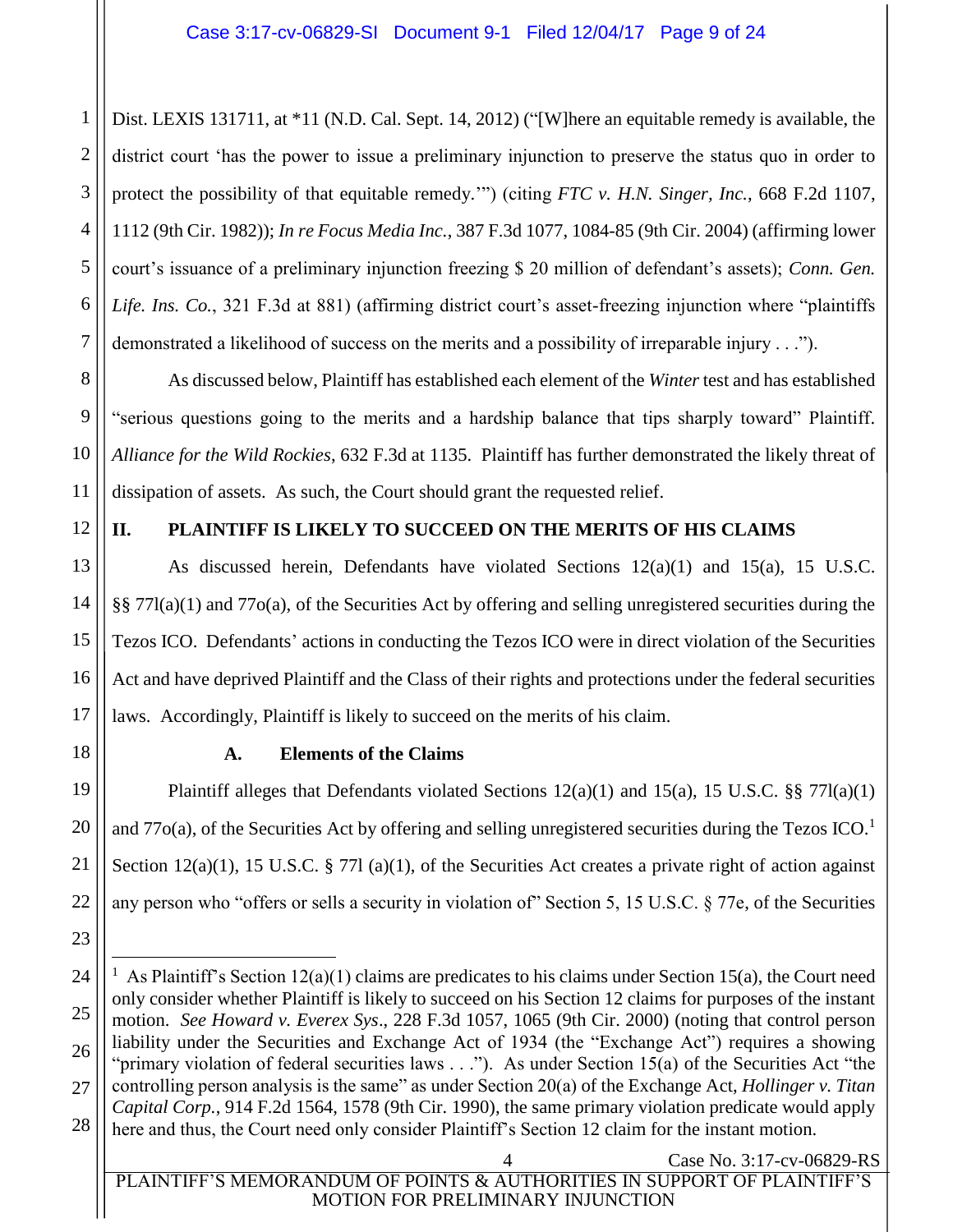Dist. LEXIS 131711, at *11 (N.D. Cal. Sept. 14, 2012) ("[W]here an equitable remedy is available, the district court 'has the power to issue a preliminary injunction to preserve the status quo in order to protect the possibility of that equitable remedy.'") (citing *FTC v. H.N. Singer, Inc.*, 668 F.2d 1107, 1112 (9th Cir. 1982)); *In re Focus Media Inc.*, 387 F.3d 1077, 1084-85 (9th Cir. 2004) (affirming lower court's issuance of a preliminary injunction freezing $ 20 million of defendant's assets); *Conn. Gen. Life. Ins. Co.*, 321 F.3d at 881) (affirming district court's asset-freezing injunction where "plaintiffs demonstrated a likelihood of success on the merits and a possibility of irreparable injury . . .").

As discussed below, Plaintiff has established each element of the *Winter* test and has established "serious questions going to the merits and a hardship balance that tips sharply toward" Plaintiff. *Alliance for the Wild Rockies*, 632 F.3d at 1135. Plaintiff has further demonstrated the likely threat of dissipation of assets. As such, the Court should grant the requested relief.

## II. PLAINTIFF IS LIKELY TO SUCCEED ON THE MERITS OF HIS CLAIMS

As discussed herein, Defendants have violated Sections 12(a)(1) and 15(a), 15 U.S.C. §§ 77l(a)(1) and 77o(a), of the Securities Act by offering and selling unregistered securities during the Tezos ICO. Defendants' actions in conducting the Tezos ICO were in direct violation of the Securities Act and have deprived Plaintiff and the Class of their rights and protections under the federal securities laws. Accordingly, Plaintiff is likely to succeed on the merits of his claim.

### A. Elements of the Claims

Plaintiff alleges that Defendants violated Sections 12(a)(1) and 15(a), 15 U.S.C. §§ 77l(a)(1) and 77o(a), of the Securities Act by offering and selling unregistered securities during the Tezos ICO.[1] Section 12(a)(1), 15 U.S.C. § 77l (a)(1), of the Securities Act creates a private right of action against any person who "offers or sells a security in violation of" Section 5, 15 U.S.C. § 77e, of the Securities

---

[1] As Plaintiff's Section 12(a)(1) claims are predicates to his claims under Section 15(a), the Court need only consider whether Plaintiff is likely to succeed on his Section 12 claims for purposes of the instant motion. *See Howard v. Everex Sys*., 228 F.3d 1057, 1065 (9th Cir. 2000) (noting that control person liability under the Securities and Exchange Act of 1934 (the "Exchange Act") requires a showing "primary violation of federal securities laws . . ."). As under Section 15(a) of the Securities Act "the controlling person analysis is the same" as under Section 20(a) of the Exchange Act, *Hollinger v. Titan Capital Corp.*, 914 F.2d 1564, 1578 (9th Cir. 1990), the same primary violation predicate would apply here and thus, the Court need only consider Plaintiff's Section 12 claim for the instant motion.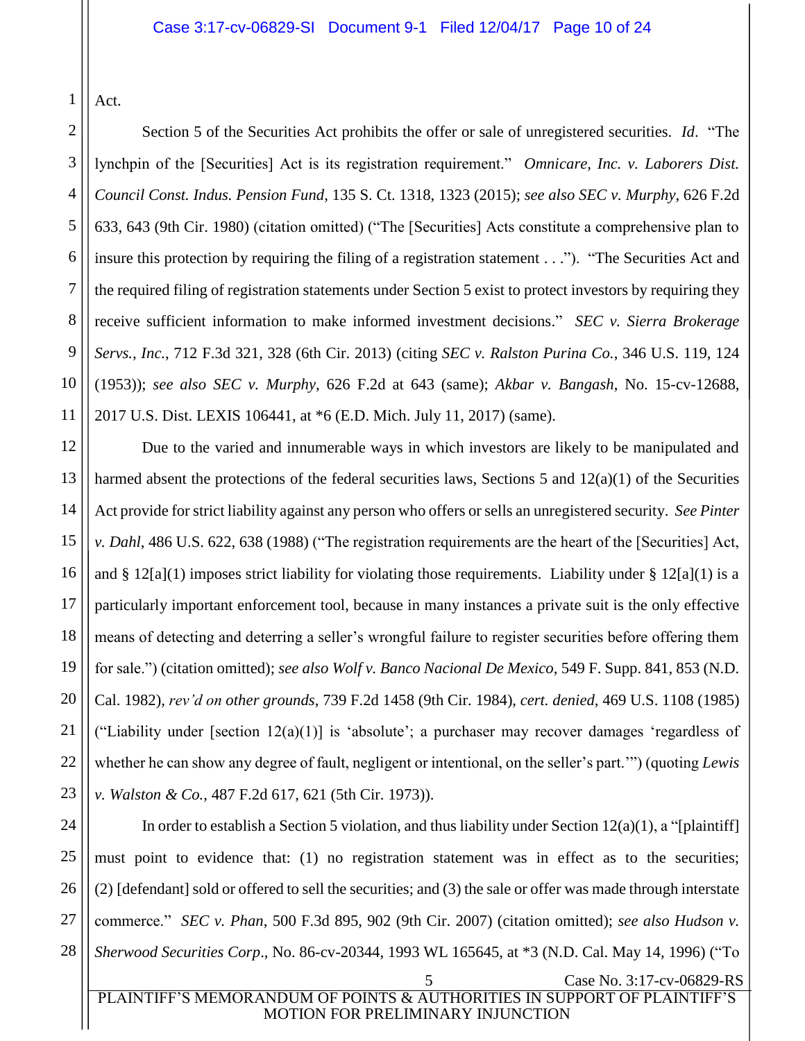Act.

Section 5 of the Securities Act prohibits the offer or sale of unregistered securities. *Id*. "The lynchpin of the [Securities] Act is its registration requirement." *Omnicare, Inc. v. Laborers Dist. Council Const. Indus. Pension Fund*, 135 S. Ct. 1318, 1323 (2015); *see also SEC v. Murphy*, 626 F.2d 633, 643 (9th Cir. 1980) (citation omitted) ("The [Securities] Acts constitute a comprehensive plan to insure this protection by requiring the filing of a registration statement . . ."). "The Securities Act and the required filing of registration statements under Section 5 exist to protect investors by requiring they receive sufficient information to make informed investment decisions." *SEC v. Sierra Brokerage Servs., Inc.*, 712 F.3d 321, 328 (6th Cir. 2013) (citing *SEC v. Ralston Purina Co.*, 346 U.S. 119, 124 (1953)); *see also SEC v. Murphy*, 626 F.2d at 643 (same); *Akbar v. Bangash*, No. 15-cv-12688, 2017 U.S. Dist. LEXIS 106441, at \*6 (E.D. Mich. July 11, 2017) (same).

Due to the varied and innumerable ways in which investors are likely to be manipulated and harmed absent the protections of the federal securities laws, Sections 5 and 12(a)(1) of the Securities Act provide for strict liability against any person who offers or sells an unregistered security. *See Pinter v. Dahl*, 486 U.S. 622, 638 (1988) ("The registration requirements are the heart of the [Securities] Act, and § 12[a](1) imposes strict liability for violating those requirements. Liability under § 12[a](1) is a particularly important enforcement tool, because in many instances a private suit is the only effective means of detecting and deterring a seller's wrongful failure to register securities before offering them for sale.") (citation omitted); *see also Wolf v. Banco Nacional De Mexico*, 549 F. Supp. 841, 853 (N.D. Cal. 1982), *rev'd on other grounds*, 739 F.2d 1458 (9th Cir. 1984), *cert. denied*, 469 U.S. 1108 (1985) ("Liability under [section 12(a)(1)] is 'absolute'; a purchaser may recover damages 'regardless of whether he can show any degree of fault, negligent or intentional, on the seller's part.'") (quoting *Lewis v. Walston & Co.*, 487 F.2d 617, 621 (5th Cir. 1973)).

In order to establish a Section 5 violation, and thus liability under Section 12(a)(1), a "[plaintiff] must point to evidence that: (1) no registration statement was in effect as to the securities; (2) [defendant] sold or offered to sell the securities; and (3) the sale or offer was made through interstate commerce." *SEC v. Phan*, 500 F.3d 895, 902 (9th Cir. 2007) (citation omitted); *see also Hudson v. Sherwood Securities Corp*., No. 86-cv-20344, 1993 WL 165645, at \*3 (N.D. Cal. May 14, 1996) ("To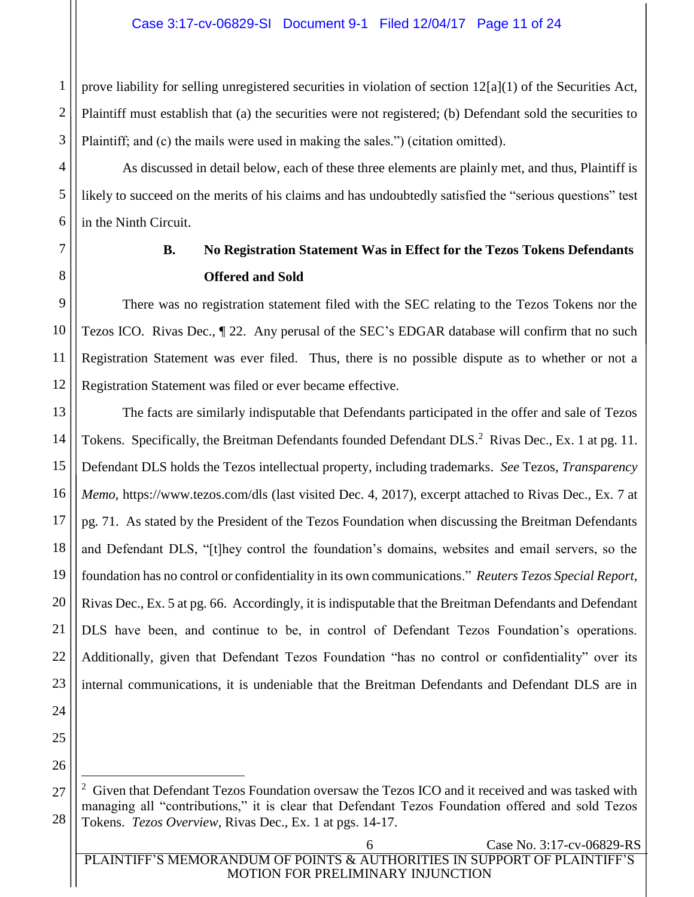prove liability for selling unregistered securities in violation of section 12[a](1) of the Securities Act, Plaintiff must establish that (a) the securities were not registered; (b) Defendant sold the securities to Plaintiff; and (c) the mails were used in making the sales.") (citation omitted).

As discussed in detail below, each of these three elements are plainly met, and thus, Plaintiff is likely to succeed on the merits of his claims and has undoubtedly satisfied the "serious questions" test in the Ninth Circuit.

### B. No Registration Statement Was in Effect for the Tezos Tokens Defendants Offered and Sold

There was no registration statement filed with the SEC relating to the Tezos Tokens nor the Tezos ICO. Rivas Dec., ¶ 22. Any perusal of the SEC's EDGAR database will confirm that no such Registration Statement was ever filed. Thus, there is no possible dispute as to whether or not a Registration Statement was filed or ever became effective.

The facts are similarly indisputable that Defendants participated in the offer and sale of Tezos Tokens. Specifically, the Breitman Defendants founded Defendant DLS.[2] Rivas Dec., Ex. 1 at pg. 11. Defendant DLS holds the Tezos intellectual property, including trademarks. *See* Tezos, *Transparency Memo*, https://www.tezos.com/dls (last visited Dec. 4, 2017), excerpt attached to Rivas Dec., Ex. 7 at pg. 71. As stated by the President of the Tezos Foundation when discussing the Breitman Defendants and Defendant DLS, "[t]hey control the foundation's domains, websites and email servers, so the foundation has no control or confidentiality in its own communications." *Reuters Tezos Special Report*, Rivas Dec., Ex. 5 at pg. 66. Accordingly, it is indisputable that the Breitman Defendants and Defendant DLS have been, and continue to be, in control of Defendant Tezos Foundation's operations. Additionally, given that Defendant Tezos Foundation "has no control or confidentiality" over its internal communications, it is undeniable that the Breitman Defendants and Defendant DLS are in

---

[2] Given that Defendant Tezos Foundation oversaw the Tezos ICO and it received and was tasked with managing all "contributions," it is clear that Defendant Tezos Foundation offered and sold Tezos Tokens. *Tezos Overview*, Rivas Dec., Ex. 1 at pgs. 14-17.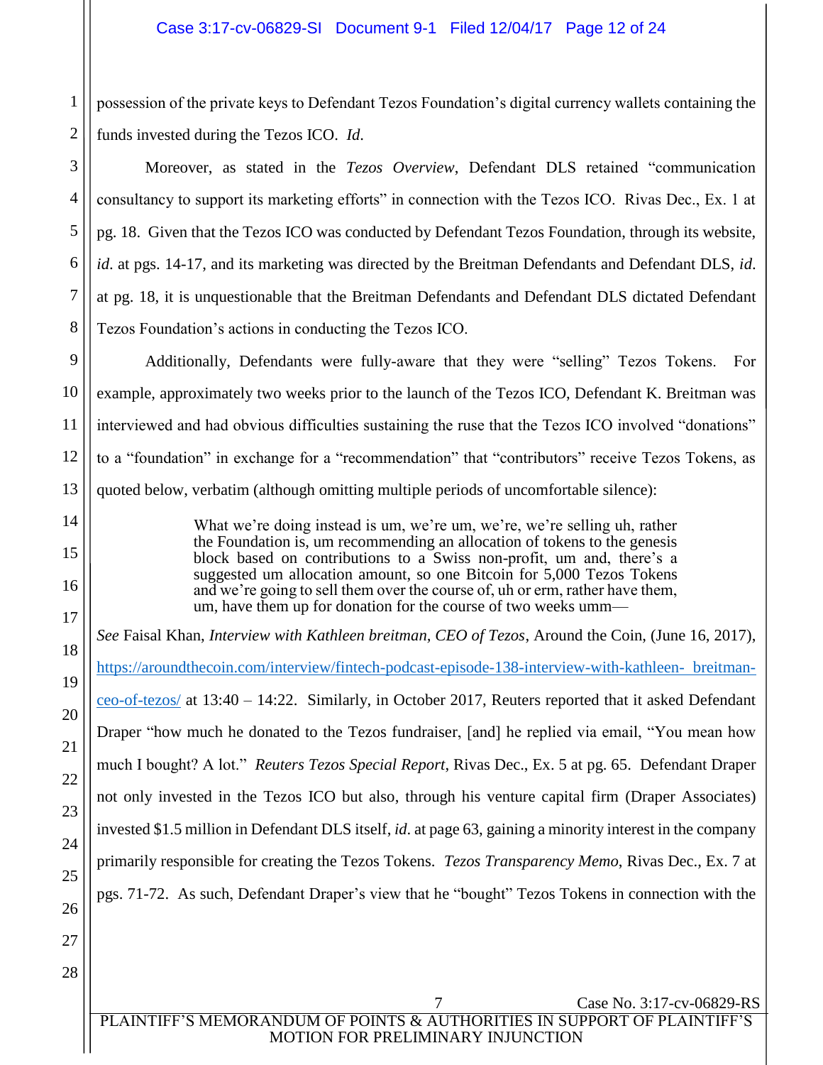possession of the private keys to Defendant Tezos Foundation's digital currency wallets containing the funds invested during the Tezos ICO. *Id.*

Moreover, as stated in the *Tezos Overview*, Defendant DLS retained "communication consultancy to support its marketing efforts" in connection with the Tezos ICO. Rivas Dec., Ex. 1 at pg. 18. Given that the Tezos ICO was conducted by Defendant Tezos Foundation, through its website, *id.* at pgs. 14-17, and its marketing was directed by the Breitman Defendants and Defendant DLS, *id.* at pg. 18, it is unquestionable that the Breitman Defendants and Defendant DLS dictated Defendant Tezos Foundation's actions in conducting the Tezos ICO.

Additionally, Defendants were fully-aware that they were "selling" Tezos Tokens. For example, approximately two weeks prior to the launch of the Tezos ICO, Defendant K. Breitman was interviewed and had obvious difficulties sustaining the ruse that the Tezos ICO involved "donations" to a "foundation" in exchange for a "recommendation" that "contributors" receive Tezos Tokens, as quoted below, verbatim (although omitting multiple periods of uncomfortable silence):

> What we're doing instead is um, we're um, we're, we're selling uh, rather the Foundation is, um recommending an allocation of tokens to the genesis block based on contributions to a Swiss non-profit, um and, there's a suggested um allocation amount, so one Bitcoin for 5,000 Tezos Tokens and we're going to sell them over the course of, uh or erm, rather have them, um, have them up for donation for the course of two weeks umm—

*See* Faisal Khan, *Interview with Kathleen breitman, CEO of Tezos*, Around the Coin, (June 16, 2017), https://aroundthecoin.com/interview/fintech-podcast-episode-138-interview-with-kathleen- breitman-ceo-of-tezos/ at 13:40 – 14:22. Similarly, in October 2017, Reuters reported that it asked Defendant Draper "how much he donated to the Tezos fundraiser, [and] he replied via email, "You mean how much I bought? A lot." *Reuters Tezos Special Report*, Rivas Dec., Ex. 5 at pg. 65. Defendant Draper not only invested in the Tezos ICO but also, through his venture capital firm (Draper Associates) invested $1.5 million in Defendant DLS itself, *id.* at page 63, gaining a minority interest in the company primarily responsible for creating the Tezos Tokens. *Tezos Transparency Memo*, Rivas Dec., Ex. 7 at pgs. 71-72. As such, Defendant Draper's view that he "bought" Tezos Tokens in connection with the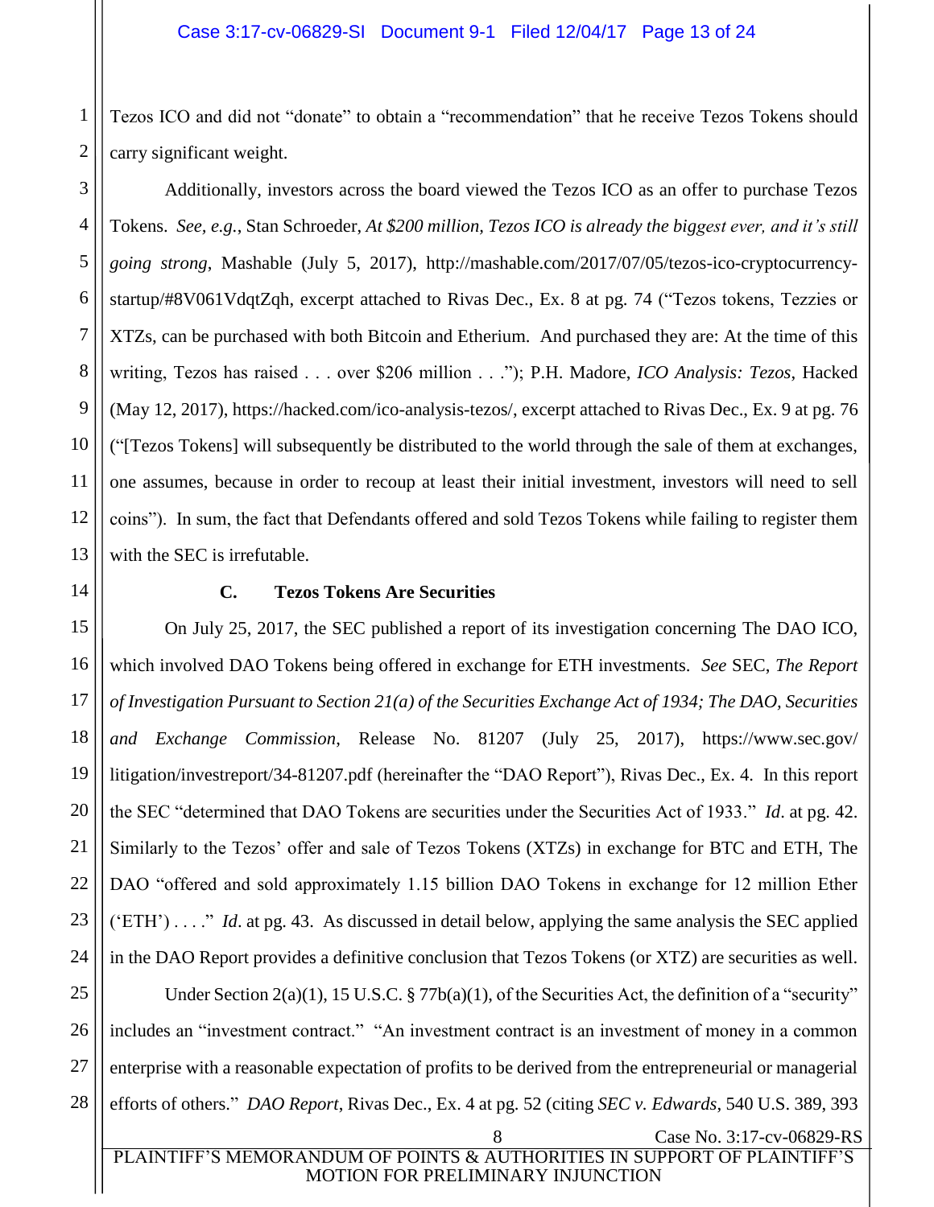Tezos ICO and did not "donate" to obtain a "recommendation" that he receive Tezos Tokens should carry significant weight.

Additionally, investors across the board viewed the Tezos ICO as an offer to purchase Tezos Tokens. *See, e.g.*, Stan Schroeder, *At $200 million, Tezos ICO is already the biggest ever, and it's still going strong*, Mashable (July 5, 2017), http://mashable.com/2017/07/05/tezos-ico-cryptocurrency-startup/#8V061VdqtZqh, excerpt attached to Rivas Dec., Ex. 8 at pg. 74 ("Tezos tokens, Tezzies or XTZs, can be purchased with both Bitcoin and Etherium. And purchased they are: At the time of this writing, Tezos has raised . . . over $206 million . . ."); P.H. Madore, *ICO Analysis: Tezos*, Hacked (May 12, 2017), https://hacked.com/ico-analysis-tezos/, excerpt attached to Rivas Dec., Ex. 9 at pg. 76 ("[Tezos Tokens] will subsequently be distributed to the world through the sale of them at exchanges, one assumes, because in order to recoup at least their initial investment, investors will need to sell coins"). In sum, the fact that Defendants offered and sold Tezos Tokens while failing to register them with the SEC is irrefutable.

### C. Tezos Tokens Are Securities

On July 25, 2017, the SEC published a report of its investigation concerning The DAO ICO, which involved DAO Tokens being offered in exchange for ETH investments. *See* SEC, *The Report of Investigation Pursuant to Section 21(a) of the Securities Exchange Act of 1934; The DAO, Securities and Exchange Commission*, Release No. 81207 (July 25, 2017), https://www.sec.gov/litigation/investreport/34-81207.pdf (hereinafter the "DAO Report"), Rivas Dec., Ex. 4. In this report the SEC "determined that DAO Tokens are securities under the Securities Act of 1933." *Id*. at pg. 42. Similarly to the Tezos' offer and sale of Tezos Tokens (XTZs) in exchange for BTC and ETH, The DAO "offered and sold approximately 1.15 billion DAO Tokens in exchange for 12 million Ether ('ETH') . . . ." *Id*. at pg. 43. As discussed in detail below, applying the same analysis the SEC applied in the DAO Report provides a definitive conclusion that Tezos Tokens (or XTZ) are securities as well.

Under Section 2(a)(1), 15 U.S.C. § 77b(a)(1), of the Securities Act, the definition of a "security" includes an "investment contract." "An investment contract is an investment of money in a common enterprise with a reasonable expectation of profits to be derived from the entrepreneurial or managerial efforts of others." *DAO Report*, Rivas Dec., Ex. 4 at pg. 52 (citing *SEC v. Edwards*, 540 U.S. 389, 393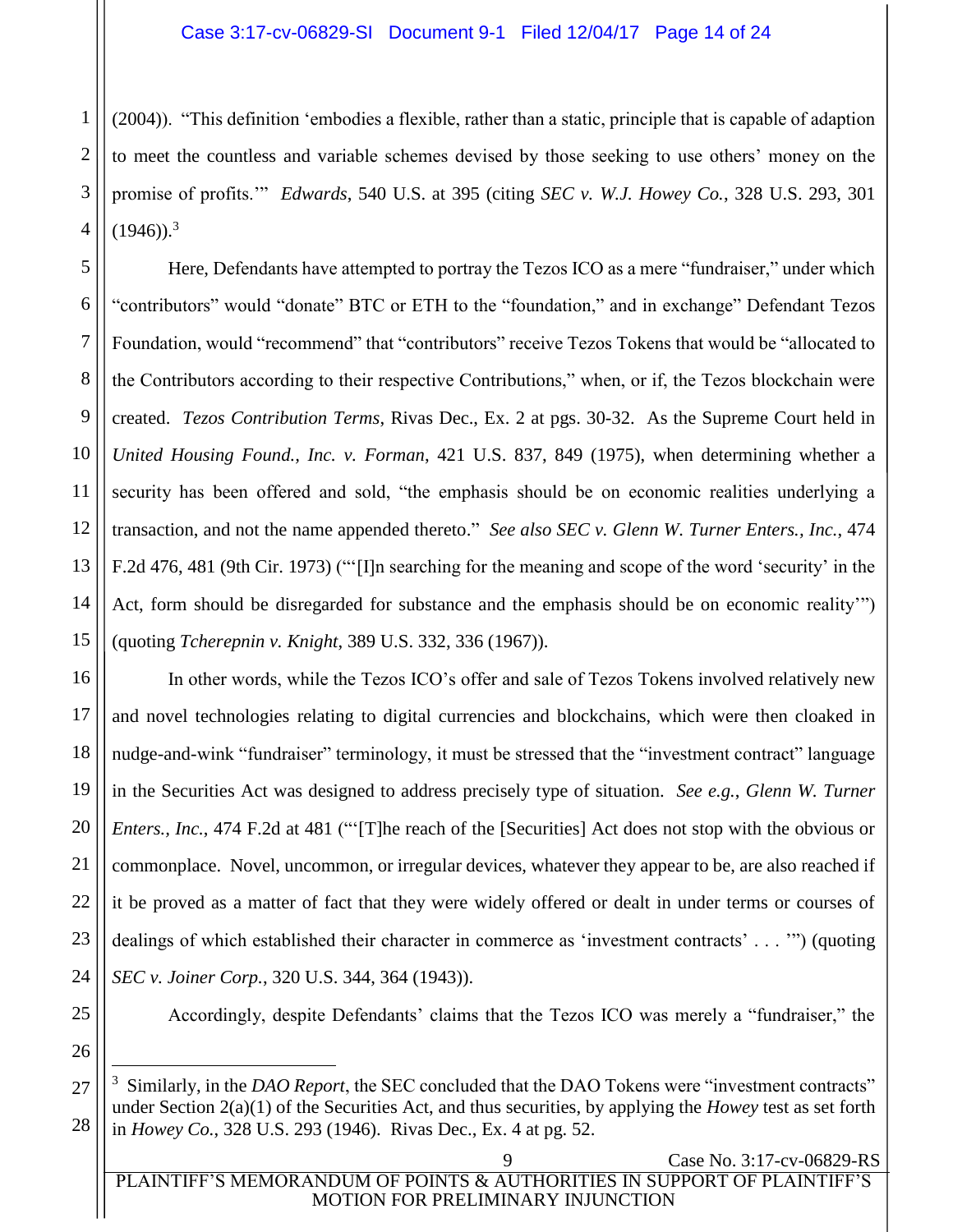(2004)). "This definition 'embodies a flexible, rather than a static, principle that is capable of adaption to meet the countless and variable schemes devised by those seeking to use others' money on the promise of profits.'" *Edwards*, 540 U.S. at 395 (citing *SEC v. W.J. Howey Co.*, 328 U.S. 293, 301 (1946)).[3]

Here, Defendants have attempted to portray the Tezos ICO as a mere "fundraiser," under which "contributors" would "donate" BTC or ETH to the "foundation," and in exchange" Defendant Tezos Foundation, would "recommend" that "contributors" receive Tezos Tokens that would be "allocated to the Contributors according to their respective Contributions," when, or if, the Tezos blockchain were created. *Tezos Contribution Terms*, Rivas Dec., Ex. 2 at pgs. 30-32. As the Supreme Court held in *United Housing Found., Inc. v. Forman*, 421 U.S. 837, 849 (1975), when determining whether a security has been offered and sold, "the emphasis should be on economic realities underlying a transaction, and not the name appended thereto." *See also SEC v. Glenn W. Turner Enters., Inc.*, 474 F.2d 476, 481 (9th Cir. 1973) ("'[I]n searching for the meaning and scope of the word 'security' in the Act, form should be disregarded for substance and the emphasis should be on economic reality'") (quoting *Tcherepnin v. Knight*, 389 U.S. 332, 336 (1967)).

In other words, while the Tezos ICO's offer and sale of Tezos Tokens involved relatively new and novel technologies relating to digital currencies and blockchains, which were then cloaked in nudge-and-wink "fundraiser" terminology, it must be stressed that the "investment contract" language in the Securities Act was designed to address precisely type of situation. *See e.g.*, *Glenn W. Turner Enters., Inc.*, 474 F.2d at 481 ("'[T]he reach of the [Securities] Act does not stop with the obvious or commonplace. Novel, uncommon, or irregular devices, whatever they appear to be, are also reached if it be proved as a matter of fact that they were widely offered or dealt in under terms or courses of dealings of which established their character in commerce as 'investment contracts' . . . '") (quoting *SEC v. Joiner Corp.*, 320 U.S. 344, 364 (1943)).

Accordingly, despite Defendants' claims that the Tezos ICO was merely a "fundraiser," the

---

[3] Similarly, in the *DAO Report*, the SEC concluded that the DAO Tokens were "investment contracts" under Section 2(a)(1) of the Securities Act, and thus securities, by applying the *Howey* test as set forth in *Howey Co.*, 328 U.S. 293 (1946). Rivas Dec., Ex. 4 at pg. 52.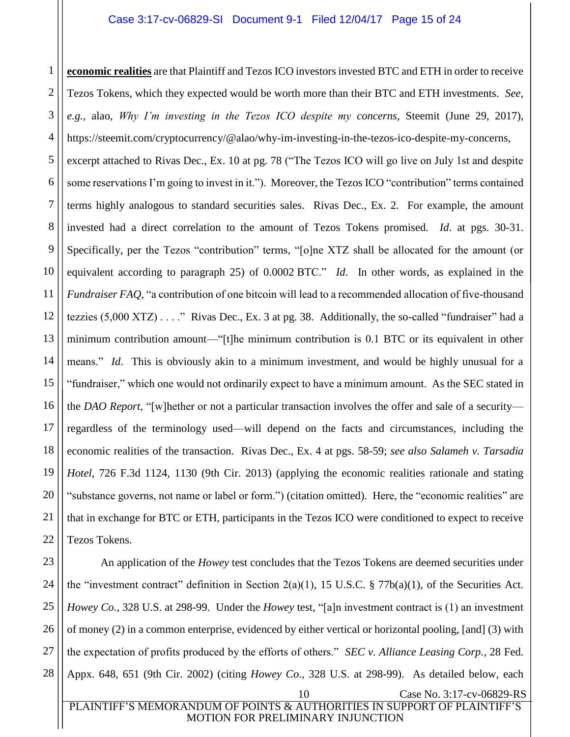**economic realities** are that Plaintiff and Tezos ICO investors invested BTC and ETH in order to receive Tezos Tokens, which they expected would be worth more than their BTC and ETH investments. *See, e.g.*, alao, *Why I'm investing in the Tezos ICO despite my concerns*, Steemit (June 29, 2017), https://steemit.com/cryptocurrency/@alao/why-im-investing-in-the-tezos-ico-despite-my-concerns, excerpt attached to Rivas Dec., Ex. 10 at pg. 78 ("The Tezos ICO will go live on July 1st and despite some reservations I'm going to invest in it."). Moreover, the Tezos ICO "contribution" terms contained terms highly analogous to standard securities sales. Rivas Dec., Ex. 2. For example, the amount invested had a direct correlation to the amount of Tezos Tokens promised. *Id*. at pgs. 30-31. Specifically, per the Tezos "contribution" terms, "[o]ne XTZ shall be allocated for the amount (or equivalent according to paragraph 25) of 0.0002 BTC." *Id*. In other words, as explained in the *Fundraiser FAQ*, "a contribution of one bitcoin will lead to a recommended allocation of five-thousand tezzies (5,000 XTZ) . . . ." Rivas Dec., Ex. 3 at pg. 38. Additionally, the so-called "fundraiser" had a minimum contribution amount—"[t]he minimum contribution is 0.1 BTC or its equivalent in other means." *Id*. This is obviously akin to a minimum investment, and would be highly unusual for a "fundraiser," which one would not ordinarily expect to have a minimum amount. As the SEC stated in the *DAO Report*, "[w]hether or not a particular transaction involves the offer and sale of a security—regardless of the terminology used—will depend on the facts and circumstances, including the economic realities of the transaction. Rivas Dec., Ex. 4 at pgs. 58-59; *see also Salameh v. Tarsadia Hotel*, 726 F.3d 1124, 1130 (9th Cir. 2013) (applying the economic realities rationale and stating "substance governs, not name or label or form.") (citation omitted). Here, the "economic realities" are that in exchange for BTC or ETH, participants in the Tezos ICO were conditioned to expect to receive Tezos Tokens.

An application of the *Howey* test concludes that the Tezos Tokens are deemed securities under the "investment contract" definition in Section 2(a)(1), 15 U.S.C. § 77b(a)(1), of the Securities Act. *Howey Co.*, 328 U.S. at 298-99. Under the *Howey* test, "[a]n investment contract is (1) an investment of money (2) in a common enterprise, evidenced by either vertical or horizontal pooling, [and] (3) with the expectation of profits produced by the efforts of others." *SEC v. Alliance Leasing Corp.*, 28 Fed. Appx. 648, 651 (9th Cir. 2002) (citing *Howey Co*., 328 U.S. at 298-99). As detailed below, each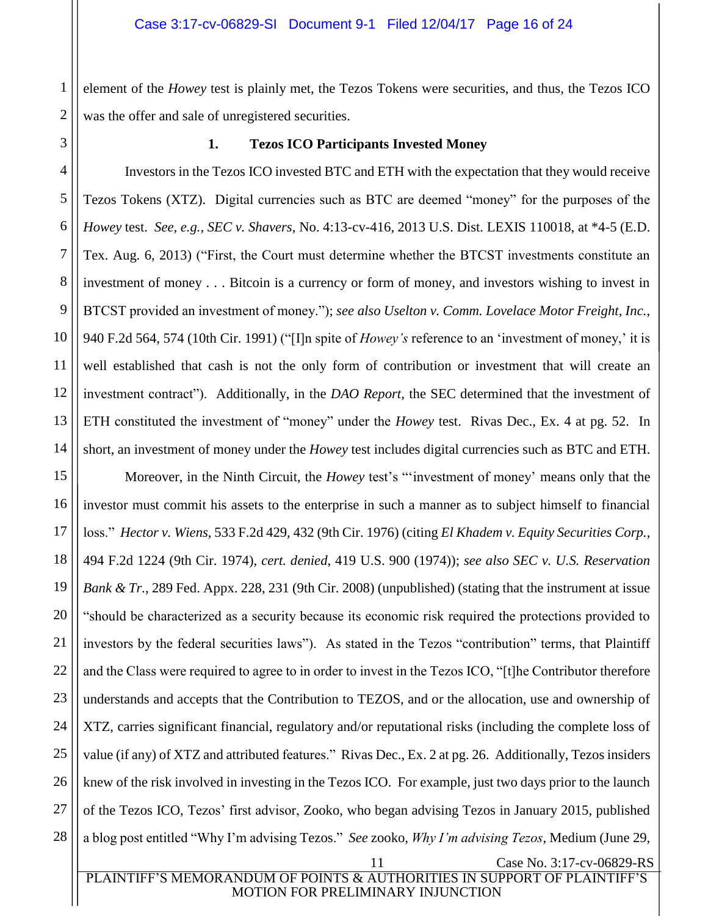element of the *Howey* test is plainly met, the Tezos Tokens were securities, and thus, the Tezos ICO was the offer and sale of unregistered securities.

### 1. Tezos ICO Participants Invested Money

Investors in the Tezos ICO invested BTC and ETH with the expectation that they would receive Tezos Tokens (XTZ). Digital currencies such as BTC are deemed "money" for the purposes of the *Howey* test. *See, e.g.*, *SEC v. Shavers*, No. 4:13-cv-416, 2013 U.S. Dist. LEXIS 110018, at *4-5 (E.D. Tex. Aug. 6, 2013) ("First, the Court must determine whether the BTCST investments constitute an investment of money . . . Bitcoin is a currency or form of money, and investors wishing to invest in BTCST provided an investment of money."); *see also Uselton v. Comm. Lovelace Motor Freight, Inc.*, 940 F.2d 564, 574 (10th Cir. 1991) ("[I]n spite of *Howey's* reference to an 'investment of money,' it is well established that cash is not the only form of contribution or investment that will create an investment contract"). Additionally, in the *DAO Report*, the SEC determined that the investment of ETH constituted the investment of "money" under the *Howey* test. Rivas Dec., Ex. 4 at pg. 52. In short, an investment of money under the *Howey* test includes digital currencies such as BTC and ETH.

Moreover, in the Ninth Circuit, the *Howey* test's "'investment of money' means only that the investor must commit his assets to the enterprise in such a manner as to subject himself to financial loss." *Hector v. Wiens*, 533 F.2d 429, 432 (9th Cir. 1976) (citing *El Khadem v. Equity Securities Corp.*, 494 F.2d 1224 (9th Cir. 1974), *cert. denied*, 419 U.S. 900 (1974)); *see also SEC v. U.S. Reservation Bank & Tr.*, 289 Fed. Appx. 228, 231 (9th Cir. 2008) (unpublished) (stating that the instrument at issue "should be characterized as a security because its economic risk required the protections provided to investors by the federal securities laws"). As stated in the Tezos "contribution" terms, that Plaintiff and the Class were required to agree to in order to invest in the Tezos ICO, "[t]he Contributor therefore understands and accepts that the Contribution to TEZOS, and or the allocation, use and ownership of XTZ, carries significant financial, regulatory and/or reputational risks (including the complete loss of value (if any) of XTZ and attributed features." Rivas Dec., Ex. 2 at pg. 26. Additionally, Tezos insiders knew of the risk involved in investing in the Tezos ICO. For example, just two days prior to the launch of the Tezos ICO, Tezos' first advisor, Zooko, who began advising Tezos in January 2015, published a blog post entitled "Why I'm advising Tezos." *See* zooko, *Why I'm advising Tezos*, Medium (June 29,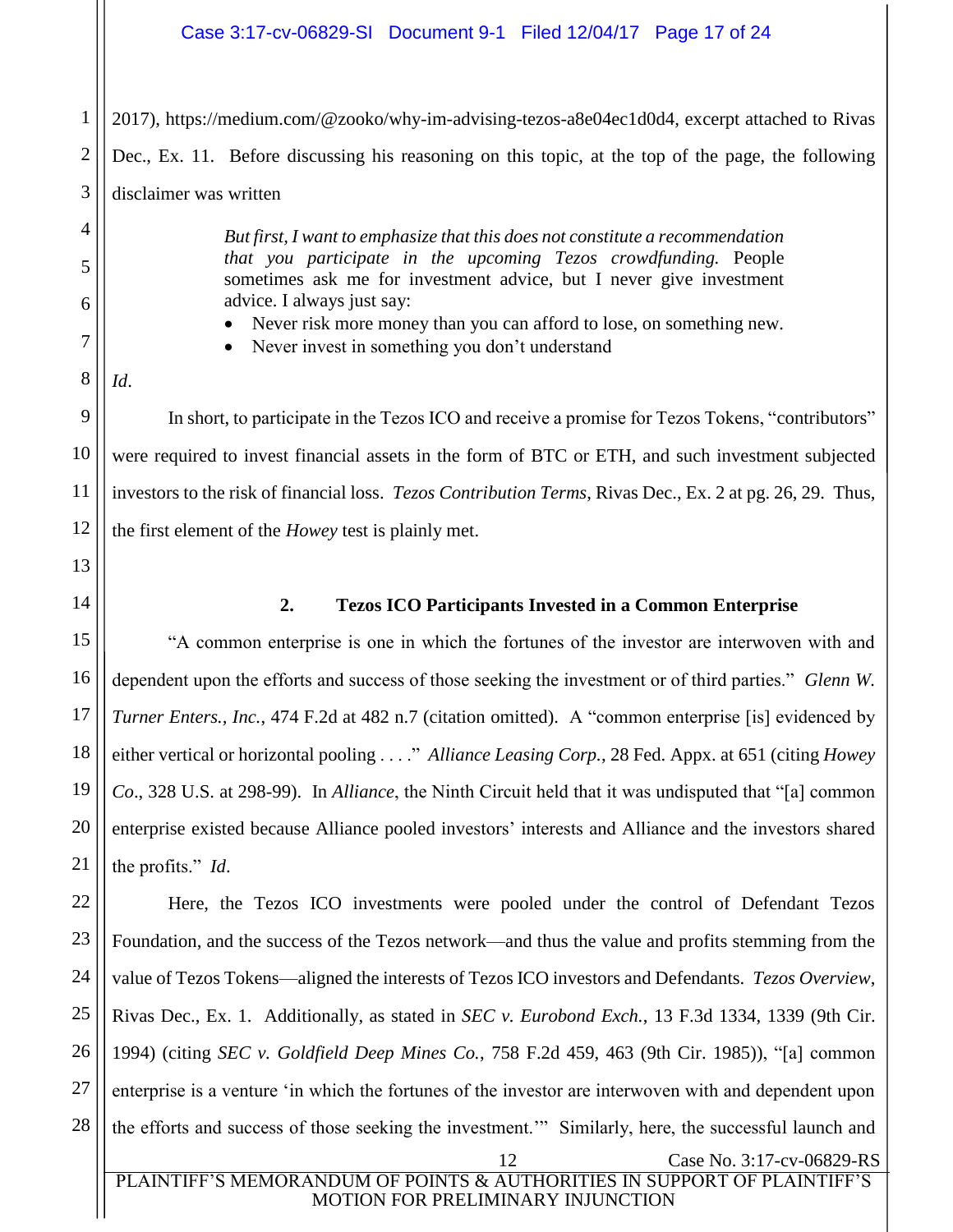2017), https://medium.com/@zooko/why-im-advising-tezos-a8e04ec1d0d4, excerpt attached to Rivas Dec., Ex. 11. Before discussing his reasoning on this topic, at the top of the page, the following disclaimer was written

> *But first, I want to emphasize that this does not constitute a recommendation that you participate in the upcoming Tezos crowdfunding.* People sometimes ask me for investment advice, but I never give investment advice. I always just say:
>
> - Never risk more money than you can afford to lose, on something new.
> - Never invest in something you don't understand

*Id*.

In short, to participate in the Tezos ICO and receive a promise for Tezos Tokens, "contributors" were required to invest financial assets in the form of BTC or ETH, and such investment subjected investors to the risk of financial loss. *Tezos Contribution Terms*, Rivas Dec., Ex. 2 at pg. 26, 29. Thus, the first element of the *Howey* test is plainly met.

### 2. Tezos ICO Participants Invested in a Common Enterprise

"A common enterprise is one in which the fortunes of the investor are interwoven with and dependent upon the efforts and success of those seeking the investment or of third parties." *Glenn W. Turner Enters., Inc.*, 474 F.2d at 482 n.7 (citation omitted). A "common enterprise [is] evidenced by either vertical or horizontal pooling . . . ." *Alliance Leasing Corp.*, 28 Fed. Appx. at 651 (citing *Howey Co*., 328 U.S. at 298-99). In *Alliance*, the Ninth Circuit held that it was undisputed that "[a] common enterprise existed because Alliance pooled investors' interests and Alliance and the investors shared the profits." *Id*.

Here, the Tezos ICO investments were pooled under the control of Defendant Tezos Foundation, and the success of the Tezos network—and thus the value and profits stemming from the value of Tezos Tokens—aligned the interests of Tezos ICO investors and Defendants. *Tezos Overview*, Rivas Dec., Ex. 1. Additionally, as stated in *SEC v. Eurobond Exch.*, 13 F.3d 1334, 1339 (9th Cir. 1994) (citing *SEC v. Goldfield Deep Mines Co.*, 758 F.2d 459, 463 (9th Cir. 1985)), "[a] common enterprise is a venture 'in which the fortunes of the investor are interwoven with and dependent upon the efforts and success of those seeking the investment.'" Similarly, here, the successful launch and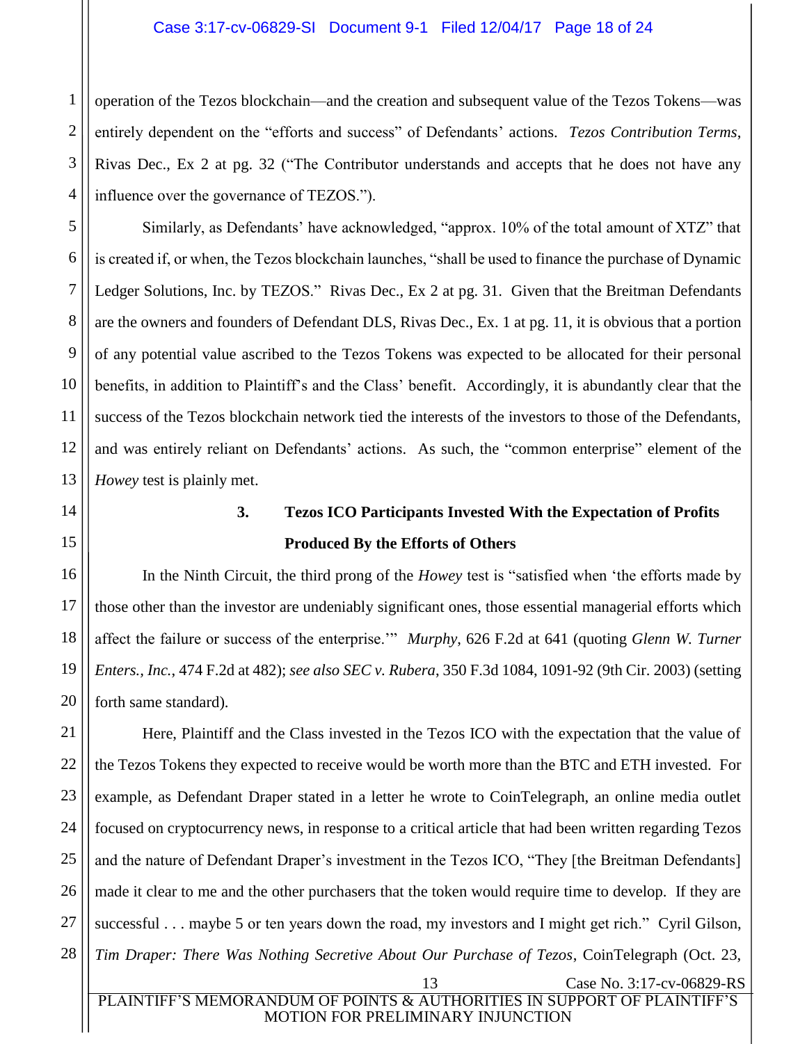operation of the Tezos blockchain—and the creation and subsequent value of the Tezos Tokens—was entirely dependent on the "efforts and success" of Defendants' actions. *Tezos Contribution Terms*, Rivas Dec., Ex 2 at pg. 32 ("The Contributor understands and accepts that he does not have any influence over the governance of TEZOS.").

Similarly, as Defendants' have acknowledged, "approx. 10% of the total amount of XTZ" that is created if, or when, the Tezos blockchain launches, "shall be used to finance the purchase of Dynamic Ledger Solutions, Inc. by TEZOS." Rivas Dec., Ex 2 at pg. 31. Given that the Breitman Defendants are the owners and founders of Defendant DLS, Rivas Dec., Ex. 1 at pg. 11, it is obvious that a portion of any potential value ascribed to the Tezos Tokens was expected to be allocated for their personal benefits, in addition to Plaintiff's and the Class' benefit. Accordingly, it is abundantly clear that the success of the Tezos blockchain network tied the interests of the investors to those of the Defendants, and was entirely reliant on Defendants' actions. As such, the "common enterprise" element of the *Howey* test is plainly met.

### 3. Tezos ICO Participants Invested With the Expectation of Profits Produced By the Efforts of Others

In the Ninth Circuit, the third prong of the *Howey* test is "satisfied when 'the efforts made by those other than the investor are undeniably significant ones, those essential managerial efforts which affect the failure or success of the enterprise.'" *Murphy*, 626 F.2d at 641 (quoting *Glenn W. Turner Enters., Inc.*, 474 F.2d at 482); *see also SEC v. Rubera*, 350 F.3d 1084, 1091-92 (9th Cir. 2003) (setting forth same standard).

Here, Plaintiff and the Class invested in the Tezos ICO with the expectation that the value of the Tezos Tokens they expected to receive would be worth more than the BTC and ETH invested. For example, as Defendant Draper stated in a letter he wrote to CoinTelegraph, an online media outlet focused on cryptocurrency news, in response to a critical article that had been written regarding Tezos and the nature of Defendant Draper's investment in the Tezos ICO, "They [the Breitman Defendants] made it clear to me and the other purchasers that the token would require time to develop. If they are successful . . . maybe 5 or ten years down the road, my investors and I might get rich." Cyril Gilson, *Tim Draper: There Was Nothing Secretive About Our Purchase of Tezos*, CoinTelegraph (Oct. 23,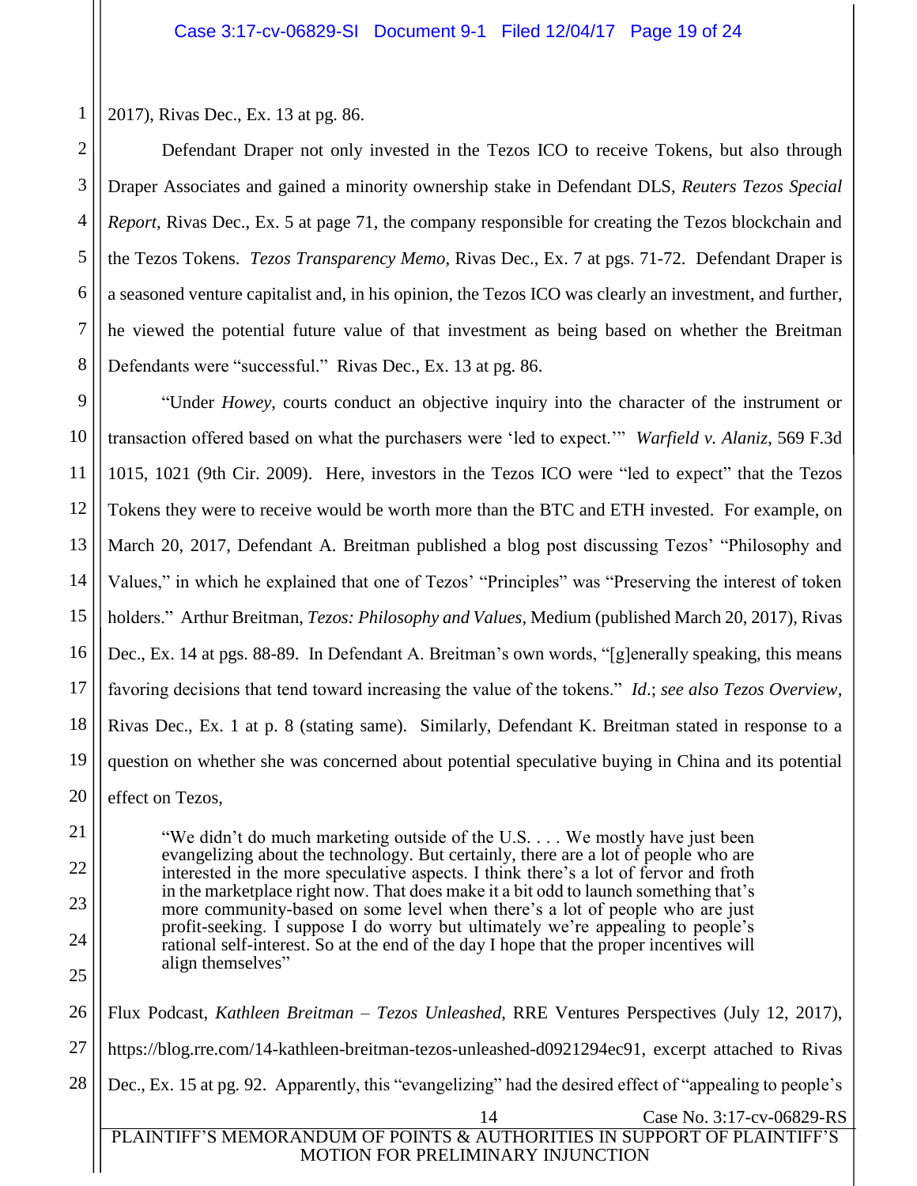2017), Rivas Dec., Ex. 13 at pg. 86.

Defendant Draper not only invested in the Tezos ICO to receive Tokens, but also through Draper Associates and gained a minority ownership stake in Defendant DLS, *Reuters Tezos Special Report*, Rivas Dec., Ex. 5 at page 71, the company responsible for creating the Tezos blockchain and the Tezos Tokens. *Tezos Transparency Memo*, Rivas Dec., Ex. 7 at pgs. 71-72. Defendant Draper is a seasoned venture capitalist and, in his opinion, the Tezos ICO was clearly an investment, and further, he viewed the potential future value of that investment as being based on whether the Breitman Defendants were "successful." Rivas Dec., Ex. 13 at pg. 86.

"Under *Howey*, courts conduct an objective inquiry into the character of the instrument or transaction offered based on what the purchasers were 'led to expect.'" *Warfield v. Alaniz*, 569 F.3d 1015, 1021 (9th Cir. 2009). Here, investors in the Tezos ICO were "led to expect" that the Tezos Tokens they were to receive would be worth more than the BTC and ETH invested. For example, on March 20, 2017, Defendant A. Breitman published a blog post discussing Tezos' "Philosophy and Values," in which he explained that one of Tezos' "Principles" was "Preserving the interest of token holders." Arthur Breitman, *Tezos: Philosophy and Values*, Medium (published March 20, 2017), Rivas Dec., Ex. 14 at pgs. 88-89. In Defendant A. Breitman's own words, "[g]enerally speaking, this means favoring decisions that tend toward increasing the value of the tokens." *Id.*; *see also Tezos Overview*, Rivas Dec., Ex. 1 at p. 8 (stating same). Similarly, Defendant K. Breitman stated in response to a question on whether she was concerned about potential speculative buying in China and its potential effect on Tezos,

> "We didn't do much marketing outside of the U.S. . . . We mostly have just been evangelizing about the technology. But certainly, there are a lot of people who are interested in the more speculative aspects. I think there's a lot of fervor and froth in the marketplace right now. That does make it a bit odd to launch something that's more community-based on some level when there's a lot of people who are just profit-seeking. I suppose I do worry but ultimately we're appealing to people's rational self-interest. So at the end of the day I hope that the proper incentives will align themselves"

Flux Podcast, *Kathleen Breitman – Tezos Unleashed*, RRE Ventures Perspectives (July 12, 2017), https://blog.rre.com/14-kathleen-breitman-tezos-unleashed-d0921294ec91, excerpt attached to Rivas Dec., Ex. 15 at pg. 92. Apparently, this "evangelizing" had the desired effect of "appealing to people's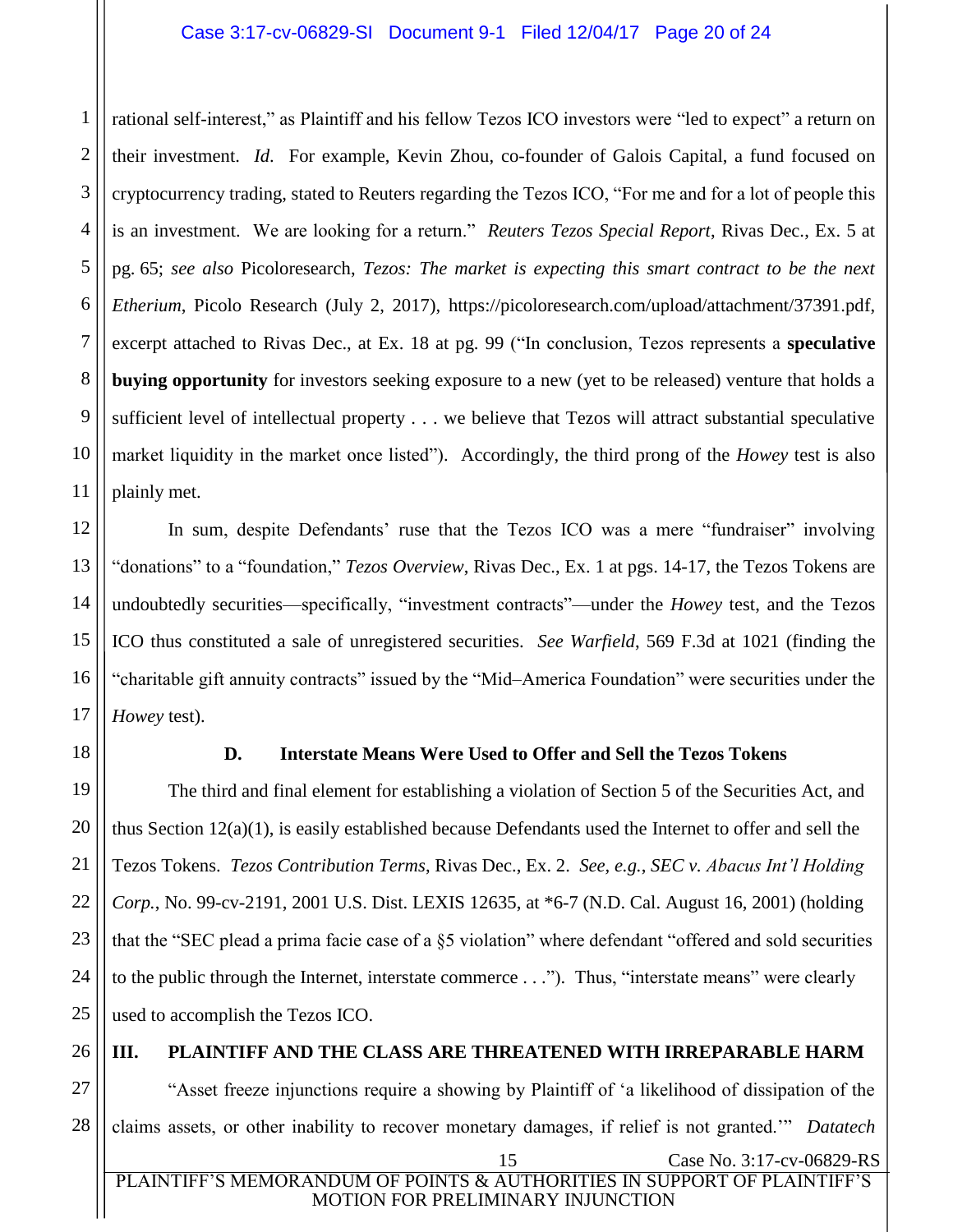rational self-interest," as Plaintiff and his fellow Tezos ICO investors were "led to expect" a return on their investment. *Id*. For example, Kevin Zhou, co-founder of Galois Capital, a fund focused on cryptocurrency trading, stated to Reuters regarding the Tezos ICO, "For me and for a lot of people this is an investment. We are looking for a return." *Reuters Tezos Special Report*, Rivas Dec., Ex. 5 at pg. 65; *see also* Picoloresearch, *Tezos: The market is expecting this smart contract to be the next Etherium*, Picolo Research (July 2, 2017), https://picoloresearch.com/upload/attachment/37391.pdf, excerpt attached to Rivas Dec., at Ex. 18 at pg. 99 ("In conclusion, Tezos represents a **speculative buying opportunity** for investors seeking exposure to a new (yet to be released) venture that holds a sufficient level of intellectual property . . . we believe that Tezos will attract substantial speculative market liquidity in the market once listed"). Accordingly, the third prong of the *Howey* test is also plainly met.

In sum, despite Defendants' ruse that the Tezos ICO was a mere "fundraiser" involving "donations" to a "foundation," *Tezos Overview*, Rivas Dec., Ex. 1 at pgs. 14-17, the Tezos Tokens are undoubtedly securities—specifically, "investment contracts"—under the *Howey* test, and the Tezos ICO thus constituted a sale of unregistered securities. *See Warfield*, 569 F.3d at 1021 (finding the "charitable gift annuity contracts" issued by the "Mid–America Foundation" were securities under the *Howey* test).

### D. Interstate Means Were Used to Offer and Sell the Tezos Tokens

The third and final element for establishing a violation of Section 5 of the Securities Act, and thus Section 12(a)(1), is easily established because Defendants used the Internet to offer and sell the Tezos Tokens. *Tezos Contribution Terms*, Rivas Dec., Ex. 2. *See, e.g.*, *SEC v. Abacus Int'l Holding Corp.*, No. 99-cv-2191, 2001 U.S. Dist. LEXIS 12635, at *6-7 (N.D. Cal. August 16, 2001) (holding that the "SEC plead a prima facie case of a §5 violation" where defendant "offered and sold securities to the public through the Internet, interstate commerce . . ."). Thus, "interstate means" were clearly used to accomplish the Tezos ICO.

## III. PLAINTIFF AND THE CLASS ARE THREATENED WITH IRREPARABLE HARM

"Asset freeze injunctions require a showing by Plaintiff of 'a likelihood of dissipation of the claims assets, or other inability to recover monetary damages, if relief is not granted.'" *Datatech*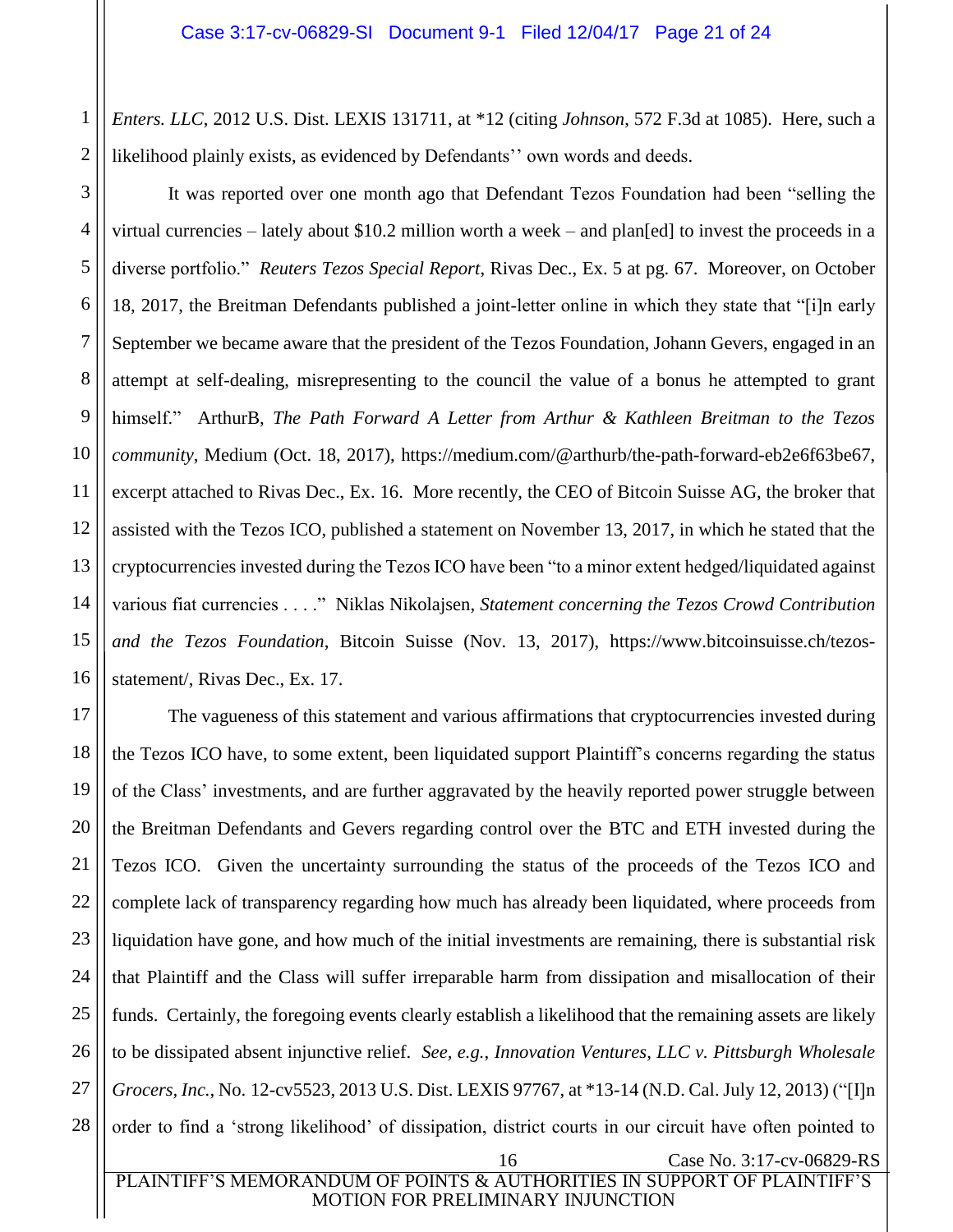*Enters. LLC*, 2012 U.S. Dist. LEXIS 131711, at *12 (citing *Johnson*, 572 F.3d at 1085). Here, such a likelihood plainly exists, as evidenced by Defendants'' own words and deeds.

It was reported over one month ago that Defendant Tezos Foundation had been "selling the virtual currencies – lately about $10.2 million worth a week – and plan[ed] to invest the proceeds in a diverse portfolio." *Reuters Tezos Special Report*, Rivas Dec., Ex. 5 at pg. 67. Moreover, on October 18, 2017, the Breitman Defendants published a joint-letter online in which they state that "[i]n early September we became aware that the president of the Tezos Foundation, Johann Gevers, engaged in an attempt at self-dealing, misrepresenting to the council the value of a bonus he attempted to grant himself." ArthurB, *The Path Forward A Letter from Arthur & Kathleen Breitman to the Tezos community*, Medium (Oct. 18, 2017), https://medium.com/@arthurb/the-path-forward-eb2e6f63be67, excerpt attached to Rivas Dec., Ex. 16. More recently, the CEO of Bitcoin Suisse AG, the broker that assisted with the Tezos ICO, published a statement on November 13, 2017, in which he stated that the cryptocurrencies invested during the Tezos ICO have been "to a minor extent hedged/liquidated against various fiat currencies . . . ." Niklas Nikolajsen, *Statement concerning the Tezos Crowd Contribution and the Tezos Foundation*, Bitcoin Suisse (Nov. 13, 2017), https://www.bitcoinsuisse.ch/tezos-statement/, Rivas Dec., Ex. 17.

The vagueness of this statement and various affirmations that cryptocurrencies invested during the Tezos ICO have, to some extent, been liquidated support Plaintiff's concerns regarding the status of the Class' investments, and are further aggravated by the heavily reported power struggle between the Breitman Defendants and Gevers regarding control over the BTC and ETH invested during the Tezos ICO. Given the uncertainty surrounding the status of the proceeds of the Tezos ICO and complete lack of transparency regarding how much has already been liquidated, where proceeds from liquidation have gone, and how much of the initial investments are remaining, there is substantial risk that Plaintiff and the Class will suffer irreparable harm from dissipation and misallocation of their funds. Certainly, the foregoing events clearly establish a likelihood that the remaining assets are likely to be dissipated absent injunctive relief. *See, e.g.*, *Innovation Ventures, LLC v. Pittsburgh Wholesale Grocers, Inc.*, No. 12-cv5523, 2013 U.S. Dist. LEXIS 97767, at *13-14 (N.D. Cal. July 12, 2013) ("[I]n order to find a 'strong likelihood' of dissipation, district courts in our circuit have often pointed to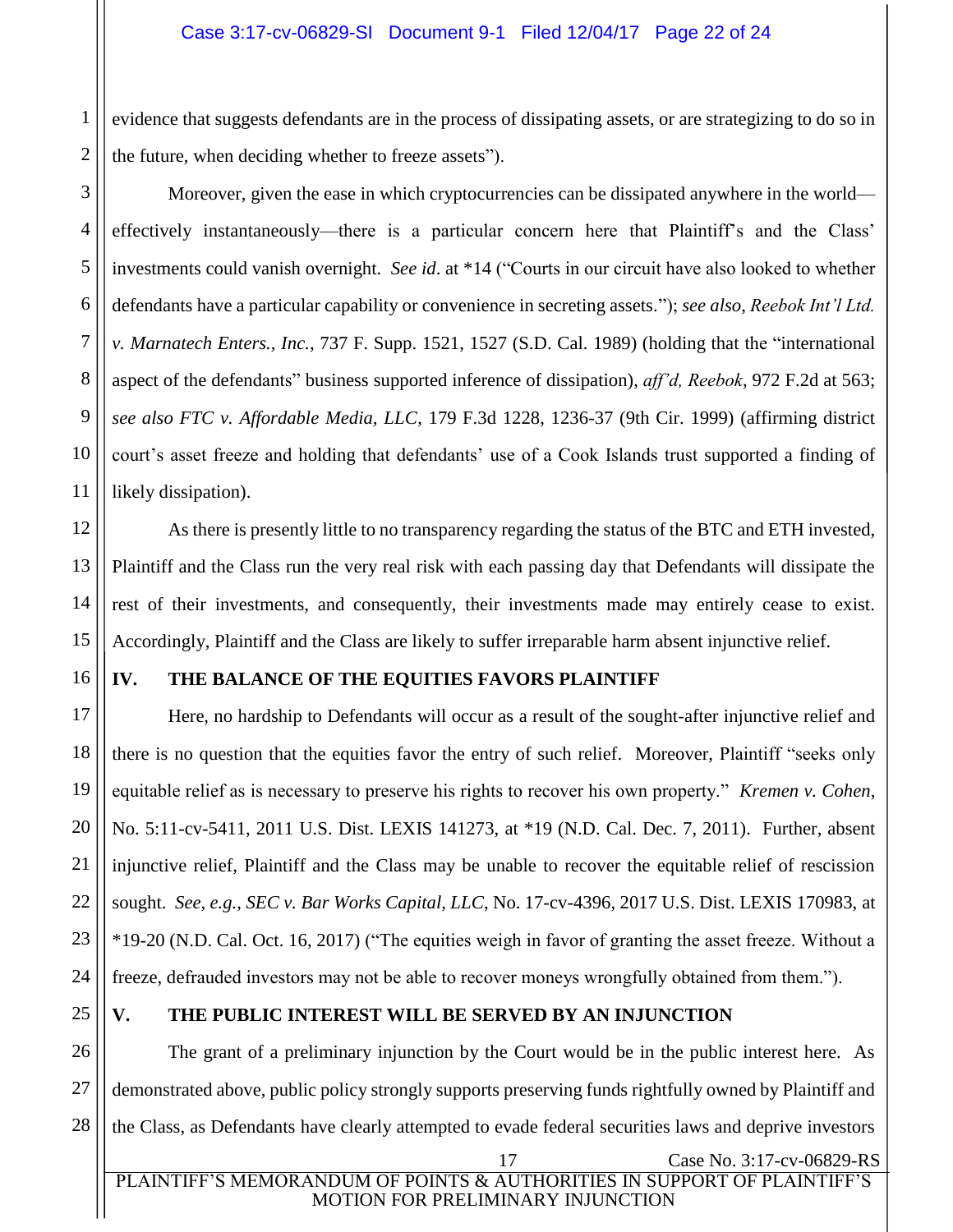evidence that suggests defendants are in the process of dissipating assets, or are strategizing to do so in the future, when deciding whether to freeze assets").

Moreover, given the ease in which cryptocurrencies can be dissipated anywhere in the world—effectively instantaneously—there is a particular concern here that Plaintiff's and the Class' investments could vanish overnight. *See id*. at *14 ("Courts in our circuit have also looked to whether defendants have a particular capability or convenience in secreting assets."); *see also*, *Reebok Int'l Ltd. v. Marnatech Enters., Inc.*, 737 F. Supp. 1521, 1527 (S.D. Cal. 1989) (holding that the "international aspect of the defendants" business supported inference of dissipation), *aff'd, Reebok*, 972 F.2d at 563; *see also FTC v. Affordable Media, LLC*, 179 F.3d 1228, 1236-37 (9th Cir. 1999) (affirming district court's asset freeze and holding that defendants' use of a Cook Islands trust supported a finding of likely dissipation).

As there is presently little to no transparency regarding the status of the BTC and ETH invested, Plaintiff and the Class run the very real risk with each passing day that Defendants will dissipate the rest of their investments, and consequently, their investments made may entirely cease to exist. Accordingly, Plaintiff and the Class are likely to suffer irreparable harm absent injunctive relief.

## IV. THE BALANCE OF THE EQUITIES FAVORS PLAINTIFF

Here, no hardship to Defendants will occur as a result of the sought-after injunctive relief and there is no question that the equities favor the entry of such relief. Moreover, Plaintiff "seeks only equitable relief as is necessary to preserve his rights to recover his own property." *Kremen v. Cohen*, No. 5:11-cv-5411, 2011 U.S. Dist. LEXIS 141273, at *19 (N.D. Cal. Dec. 7, 2011). Further, absent injunctive relief, Plaintiff and the Class may be unable to recover the equitable relief of rescission sought. *See, e.g.*, *SEC v. Bar Works Capital, LLC*, No. 17-cv-4396, 2017 U.S. Dist. LEXIS 170983, at *19-20 (N.D. Cal. Oct. 16, 2017) ("The equities weigh in favor of granting the asset freeze. Without a freeze, defrauded investors may not be able to recover moneys wrongfully obtained from them.").

## V. THE PUBLIC INTEREST WILL BE SERVED BY AN INJUNCTION

The grant of a preliminary injunction by the Court would be in the public interest here. As demonstrated above, public policy strongly supports preserving funds rightfully owned by Plaintiff and the Class, as Defendants have clearly attempted to evade federal securities laws and deprive investors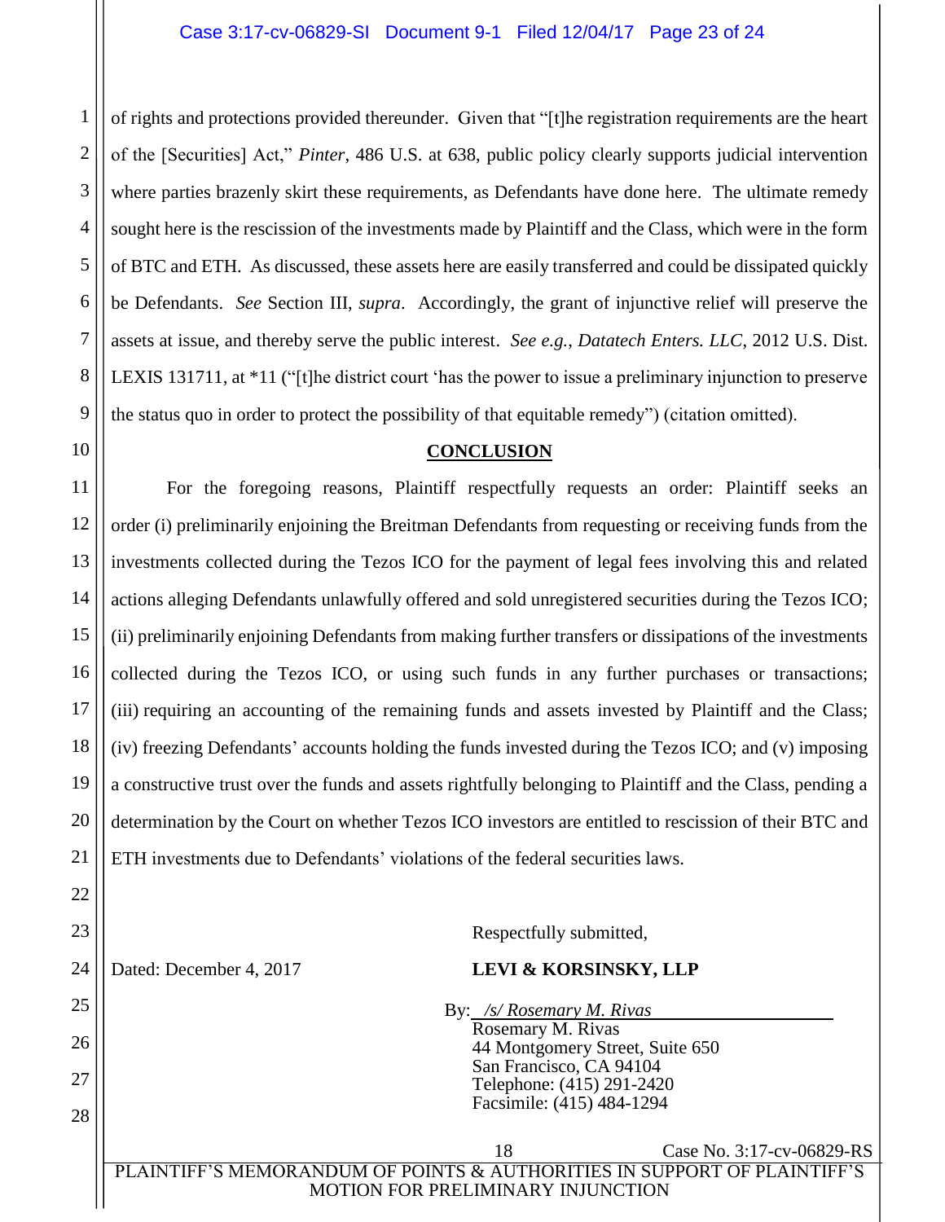of rights and protections provided thereunder. Given that "[t]he registration requirements are the heart of the [Securities] Act," *Pinter*, 486 U.S. at 638, public policy clearly supports judicial intervention where parties brazenly skirt these requirements, as Defendants have done here. The ultimate remedy sought here is the rescission of the investments made by Plaintiff and the Class, which were in the form of BTC and ETH. As discussed, these assets here are easily transferred and could be dissipated quickly be Defendants. *See* Section III, *supra*. Accordingly, the grant of injunctive relief will preserve the assets at issue, and thereby serve the public interest. *See e.g.*, *Datatech Enters. LLC*, 2012 U.S. Dist. LEXIS 131711, at *11 ("[t]he district court 'has the power to issue a preliminary injunction to preserve the status quo in order to protect the possibility of that equitable remedy") (citation omitted).

## CONCLUSION

For the foregoing reasons, Plaintiff respectfully requests an order: Plaintiff seeks an order (i) preliminarily enjoining the Breitman Defendants from requesting or receiving funds from the investments collected during the Tezos ICO for the payment of legal fees involving this and related actions alleging Defendants unlawfully offered and sold unregistered securities during the Tezos ICO; (ii) preliminarily enjoining Defendants from making further transfers or dissipations of the investments collected during the Tezos ICO, or using such funds in any further purchases or transactions; (iii) requiring an accounting of the remaining funds and assets invested by Plaintiff and the Class; (iv) freezing Defendants' accounts holding the funds invested during the Tezos ICO; and (v) imposing a constructive trust over the funds and assets rightfully belonging to Plaintiff and the Class, pending a determination by the Court on whether Tezos ICO investors are entitled to rescission of their BTC and ETH investments due to Defendants' violations of the federal securities laws.

Respectfully submitted,

Dated: December 4, 2017

**LEVI & KORSINSKY, LLP**

By: */s/ Rosemary M. Rivas*
Rosemary M. Rivas
44 Montgomery Street, Suite 650
San Francisco, CA 94104
Telephone: (415) 291-2420
Facsimile: (415) 484-1294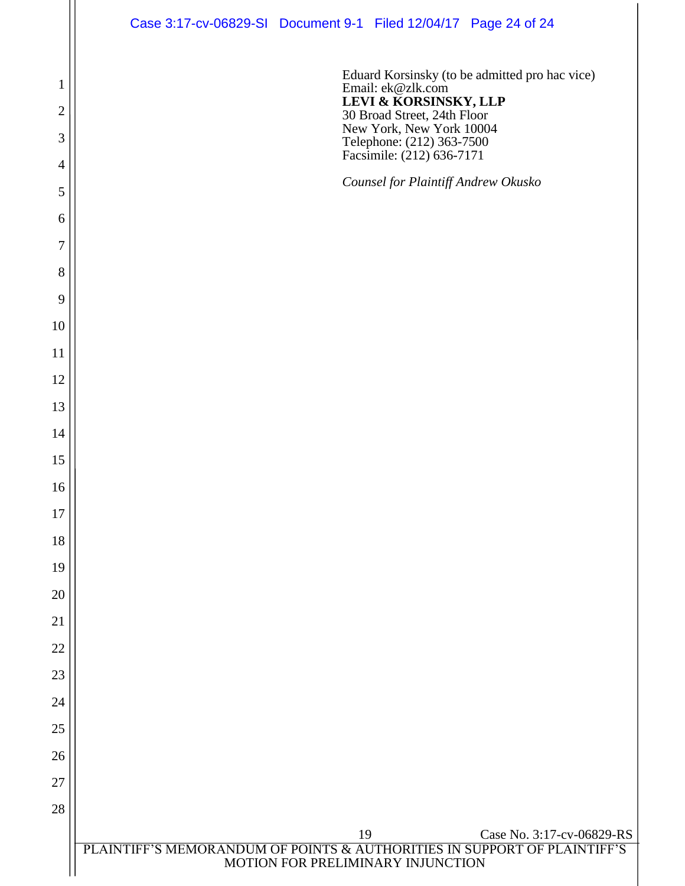Eduard Korsinsky (to be admitted pro hac vice)
Email: ek@zlk.com
**LEVI & KORSINSKY, LLP**
30 Broad Street, 24th Floor
New York, New York 10004
Telephone: (212) 363-7500
Facsimile: (212) 636-7171

*Counsel for Plaintiff Andrew Okusko*